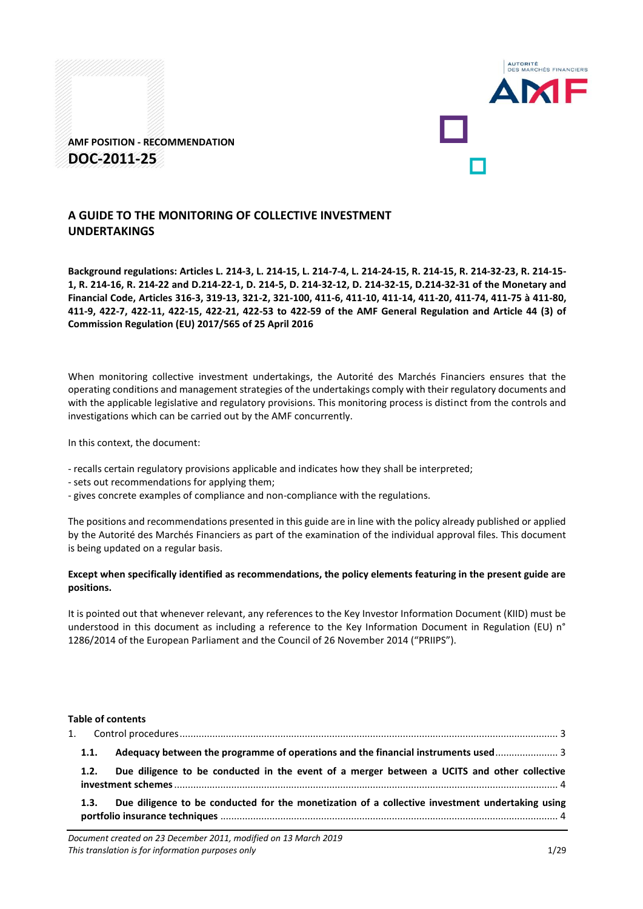AMF POSITION - RECOMMENDATION

**DOC-2011-25**

## A GUIDE TO THE MONITORING OF COLLECTIVE INVESTMENT UNDERTAKINGS

**Background regulations: Articles L. 214-3, L. 214-15, L. 214-7-4, L. 214-24-15, R. 214-15, R. 214-32-23, R. 214-15-1, R. 214-16, R. 214-22 and D.214-22-1, D. 214-5, D. 214-32-12, D. 214-32-15, D.214-32-31 of the Monetary and Financial Code, Articles 316-3, 319-13, 321-2, 321-100, 411-6, 411-10, 411-14, 411-20, 411-74, 411-75 à 411-80, 411-9, 422-7, 422-11, 422-15, 422-21, 422-53 to 422-59 of the AMF General Regulation and Article 44 (3) of Commission Regulation (EU) 2017/565 of 25 April 2016**

When monitoring collective investment undertakings, the Autorité des Marchés Financiers ensures that the operating conditions and management strategies of the undertakings comply with their regulatory documents and with the applicable legislative and regulatory provisions. This monitoring process is distinct from the controls and investigations which can be carried out by the AMF concurrently.

In this context, the document:

- recalls certain regulatory provisions applicable and indicates how they shall be interpreted;
- sets out recommendations for applying them;
- gives concrete examples of compliance and non-compliance with the regulations.

The positions and recommendations presented in this guide are in line with the policy already published or applied by the Autorité des Marchés Financiers as part of the examination of the individual approval files. This document is being updated on a regular basis.

**Except when specifically identified as recommendations, the policy elements featuring in the present guide are positions.**

It is pointed out that whenever relevant, any references to the Key Investor Information Document (KIID) must be understood in this document as including a reference to the Key Information Document in Regulation (EU) n° 1286/2014 of the European Parliament and the Council of 26 November 2014 ("PRIIPS").

**Table of contents**

1. Control procedures ..... 3
   - **1.1. Adequacy between the programme of operations and the financial instruments used** ..... 3
   - **1.2. Due diligence to be conducted in the event of a merger between a UCITS and other collective investment schemes** ..... 4
   - **1.3. Due diligence to be conducted for the monetization of a collective investment undertaking using portfolio insurance techniques** ..... 4

*Document created on 23 December 2011, modified on 13 March 2019*
*This translation is for information purposes only*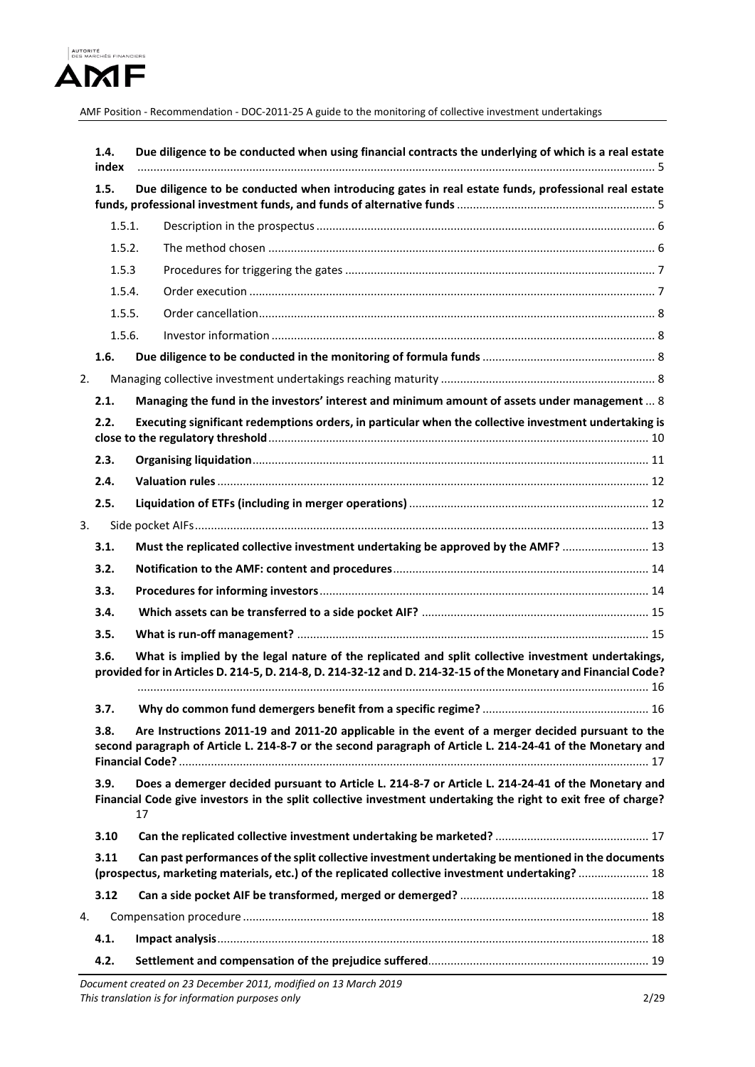1.4. **Due diligence to be conducted when using financial contracts the underlying of which is a real estate index** ..... 5

1.5. **Due diligence to be conducted when introducing gates in real estate funds, professional real estate funds, professional investment funds, and funds of alternative funds** ..... 5

- 1.5.1. Description in the prospectus ..... 6
- 1.5.2. The method chosen ..... 6
- 1.5.3 Procedures for triggering the gates ..... 7
- 1.5.4. Order execution ..... 7
- 1.5.5. Order cancellation ..... 8
- 1.5.6. Investor information ..... 8

1.6. **Due diligence to be conducted in the monitoring of formula funds** ..... 8

2. Managing collective investment undertakings reaching maturity ..... 8

2.1. **Managing the fund in the investors' interest and minimum amount of assets under management** ... 8

2.2. **Executing significant redemptions orders, in particular when the collective investment undertaking is close to the regulatory threshold** ..... 10

2.3. **Organising liquidation** ..... 11

2.4. **Valuation rules** ..... 12

2.5. **Liquidation of ETFs (including in merger operations)** ..... 12

3. Side pocket AIFs ..... 13

3.1. **Must the replicated collective investment undertaking be approved by the AMF?** ..... 13

3.2. **Notification to the AMF: content and procedures** ..... 14

3.3. **Procedures for informing investors** ..... 14

3.4. **Which assets can be transferred to a side pocket AIF?** ..... 15

3.5. **What is run-off management?** ..... 15

3.6. **What is implied by the legal nature of the replicated and split collective investment undertakings, provided for in Articles D. 214-5, D. 214-8, D. 214-32-12 and D. 214-32-15 of the Monetary and Financial Code?** ..... 16

3.7. **Why do common fund demergers benefit from a specific regime?** ..... 16

3.8. **Are Instructions 2011-19 and 2011-20 applicable in the event of a merger decided pursuant to the second paragraph of Article L. 214-8-7 or the second paragraph of Article L. 214-24-41 of the Monetary and Financial Code?** ..... 17

3.9. **Does a demerger decided pursuant to Article L. 214-8-7 or Article L. 214-24-41 of the Monetary and Financial Code give investors in the split collective investment undertaking the right to exit free of charge?** 17

3.10 **Can the replicated collective investment undertaking be marketed?** ..... 17

3.11 **Can past performances of the split collective investment undertaking be mentioned in the documents (prospectus, marketing materials, etc.) of the replicated collective investment undertaking?** ..... 18

3.12 **Can a side pocket AIF be transformed, merged or demerged?** ..... 18

4. Compensation procedure ..... 18

4.1. **Impact analysis** ..... 18

4.2. **Settlement and compensation of the prejudice suffered** ..... 19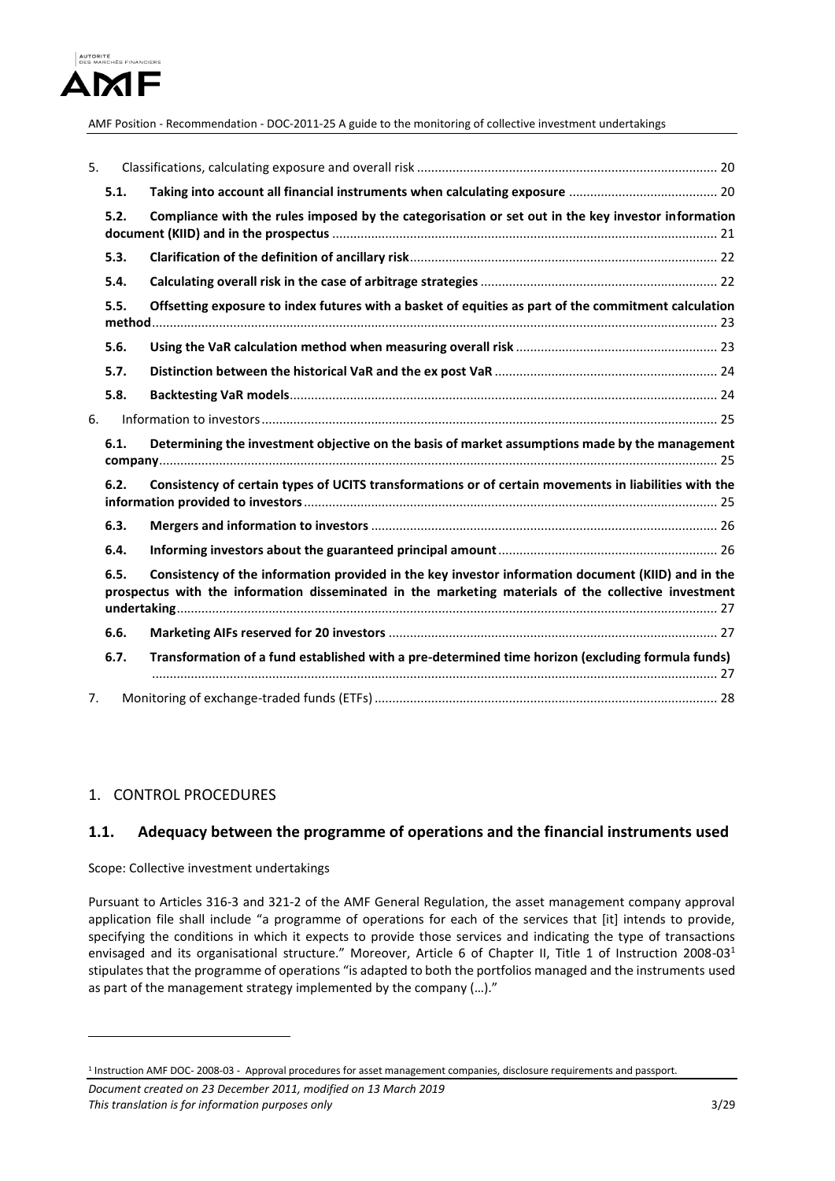5. Classifications, calculating exposure and overall risk ... 20

**5.1. Taking into account all financial instruments when calculating exposure** ... 20

**5.2. Compliance with the rules imposed by the categorisation or set out in the key investor information document (KIID) and in the prospectus** ... 21

**5.3. Clarification of the definition of ancillary risk** ... 22

**5.4. Calculating overall risk in the case of arbitrage strategies** ... 22

**5.5. Offsetting exposure to index futures with a basket of equities as part of the commitment calculation method** ... 23

**5.6. Using the VaR calculation method when measuring overall risk** ... 23

**5.7. Distinction between the historical VaR and the ex post VaR** ... 24

**5.8. Backtesting VaR models** ... 24

6. Information to investors ... 25

**6.1. Determining the investment objective on the basis of market assumptions made by the management company** ... 25

**6.2. Consistency of certain types of UCITS transformations or of certain movements in liabilities with the information provided to investors** ... 25

**6.3. Mergers and information to investors** ... 26

**6.4. Informing investors about the guaranteed principal amount** ... 26

**6.5. Consistency of the information provided in the key investor information document (KIID) and in the prospectus with the information disseminated in the marketing materials of the collective investment undertaking** ... 27

**6.6. Marketing AIFs reserved for 20 investors** ... 27

**6.7. Transformation of a fund established with a pre-determined time horizon (excluding formula funds)** ... 27

7. Monitoring of exchange-traded funds (ETFs) ... 28

# 1. CONTROL PROCEDURES

## 1.1. Adequacy between the programme of operations and the financial instruments used

Scope: Collective investment undertakings

Pursuant to Articles 316-3 and 321-2 of the AMF General Regulation, the asset management company approval application file shall include "a programme of operations for each of the services that [it] intends to provide, specifying the conditions in which it expects to provide those services and indicating the type of transactions envisaged and its organisational structure." Moreover, Article 6 of Chapter II, Title 1 of Instruction 2008-03[1] stipulates that the programme of operations "is adapted to both the portfolios managed and the instruments used as part of the management strategy implemented by the company (…)."

[1] Instruction AMF DOC- 2008-03 - Approval procedures for asset management companies, disclosure requirements and passport.

*Document created on 23 December 2011, modified on 13 March 2019*
*This translation is for information purposes only*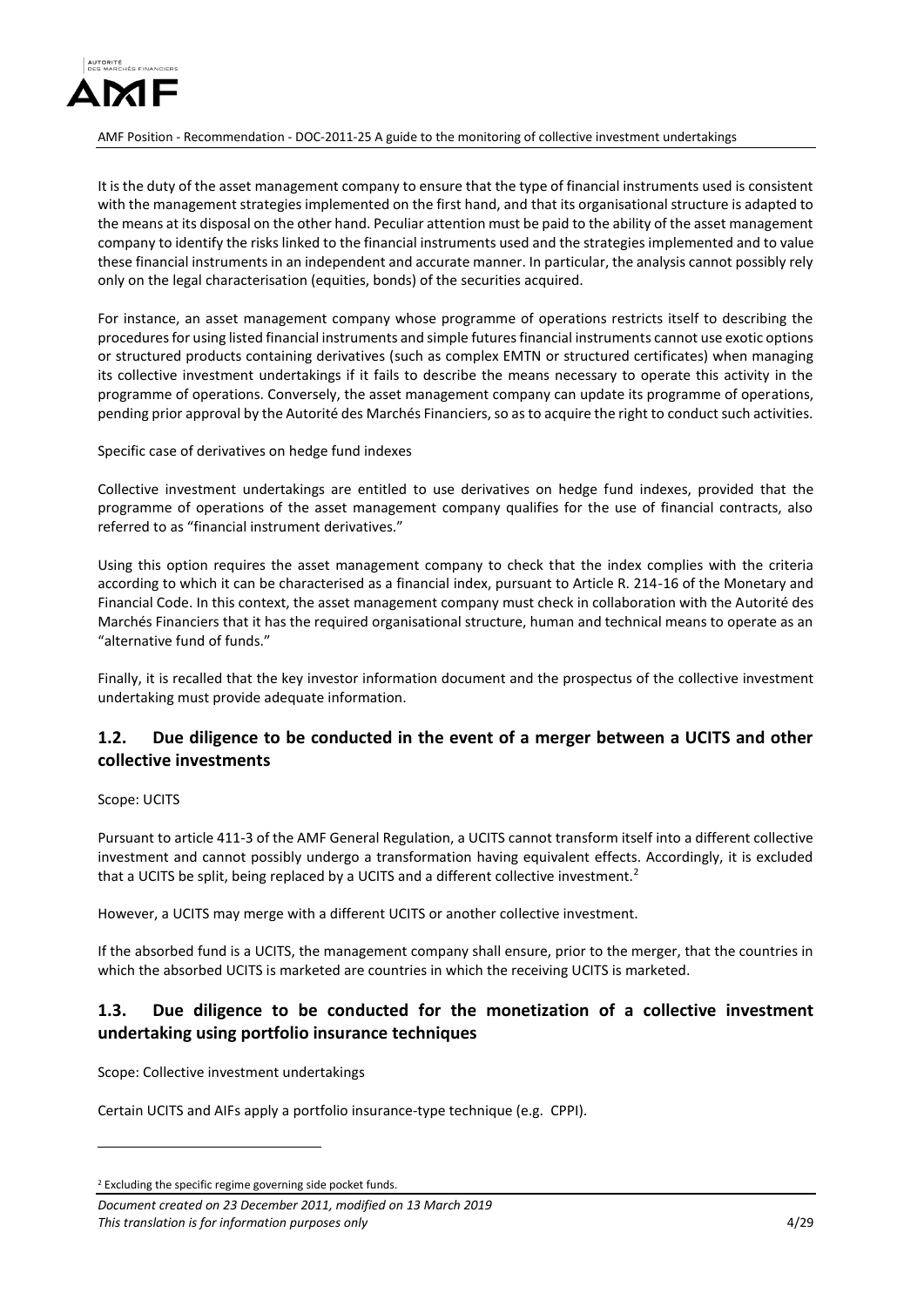It is the duty of the asset management company to ensure that the type of financial instruments used is consistent with the management strategies implemented on the first hand, and that its organisational structure is adapted to the means at its disposal on the other hand. Peculiar attention must be paid to the ability of the asset management company to identify the risks linked to the financial instruments used and the strategies implemented and to value these financial instruments in an independent and accurate manner. In particular, the analysis cannot possibly rely only on the legal characterisation (equities, bonds) of the securities acquired.

For instance, an asset management company whose programme of operations restricts itself to describing the procedures for using listed financial instruments and simple futures financial instruments cannot use exotic options or structured products containing derivatives (such as complex EMTN or structured certificates) when managing its collective investment undertakings if it fails to describe the means necessary to operate this activity in the programme of operations. Conversely, the asset management company can update its programme of operations, pending prior approval by the Autorité des Marchés Financiers, so as to acquire the right to conduct such activities.

Specific case of derivatives on hedge fund indexes

Collective investment undertakings are entitled to use derivatives on hedge fund indexes, provided that the programme of operations of the asset management company qualifies for the use of financial contracts, also referred to as "financial instrument derivatives."

Using this option requires the asset management company to check that the index complies with the criteria according to which it can be characterised as a financial index, pursuant to Article R. 214-16 of the Monetary and Financial Code. In this context, the asset management company must check in collaboration with the Autorité des Marchés Financiers that it has the required organisational structure, human and technical means to operate as an "alternative fund of funds."

Finally, it is recalled that the key investor information document and the prospectus of the collective investment undertaking must provide adequate information.

## 1.2. Due diligence to be conducted in the event of a merger between a UCITS and other collective investments

Scope: UCITS

Pursuant to article 411-3 of the AMF General Regulation, a UCITS cannot transform itself into a different collective investment and cannot possibly undergo a transformation having equivalent effects. Accordingly, it is excluded that a UCITS be split, being replaced by a UCITS and a different collective investment.[2]

However, a UCITS may merge with a different UCITS or another collective investment.

If the absorbed fund is a UCITS, the management company shall ensure, prior to the merger, that the countries in which the absorbed UCITS is marketed are countries in which the receiving UCITS is marketed.

## 1.3. Due diligence to be conducted for the monetization of a collective investment undertaking using portfolio insurance techniques

Scope: Collective investment undertakings

Certain UCITS and AIFs apply a portfolio insurance-type technique (e.g. CPPI).

[2] Excluding the specific regime governing side pocket funds.

*Document created on 23 December 2011, modified on 13 March 2019*
*This translation is for information purposes only*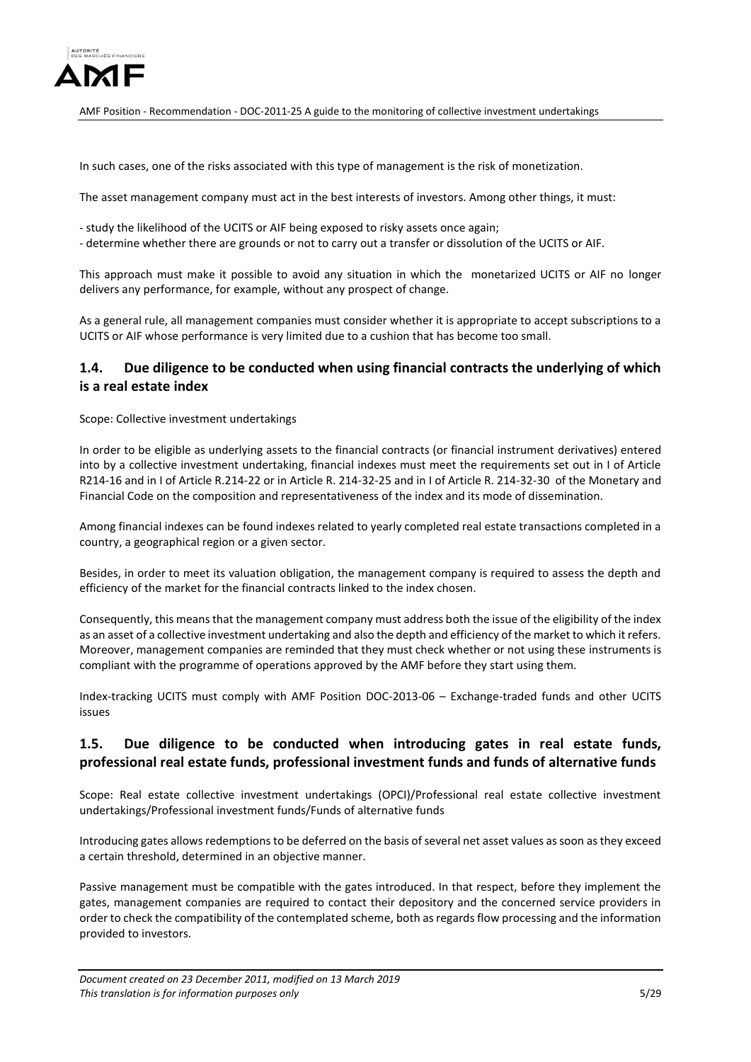In such cases, one of the risks associated with this type of management is the risk of monetization.

The asset management company must act in the best interests of investors. Among other things, it must:

- study the likelihood of the UCITS or AIF being exposed to risky assets once again;
- determine whether there are grounds or not to carry out a transfer or dissolution of the UCITS or AIF.

This approach must make it possible to avoid any situation in which the monetarized UCITS or AIF no longer delivers any performance, for example, without any prospect of change.

As a general rule, all management companies must consider whether it is appropriate to accept subscriptions to a UCITS or AIF whose performance is very limited due to a cushion that has become too small.

## 1.4. Due diligence to be conducted when using financial contracts the underlying of which is a real estate index

Scope: Collective investment undertakings

In order to be eligible as underlying assets to the financial contracts (or financial instrument derivatives) entered into by a collective investment undertaking, financial indexes must meet the requirements set out in I of Article R214-16 and in I of Article R.214-22 or in Article R. 214-32-25 and in I of Article R. 214-32-30 of the Monetary and Financial Code on the composition and representativeness of the index and its mode of dissemination.

Among financial indexes can be found indexes related to yearly completed real estate transactions completed in a country, a geographical region or a given sector.

Besides, in order to meet its valuation obligation, the management company is required to assess the depth and efficiency of the market for the financial contracts linked to the index chosen.

Consequently, this means that the management company must address both the issue of the eligibility of the index as an asset of a collective investment undertaking and also the depth and efficiency of the market to which it refers. Moreover, management companies are reminded that they must check whether or not using these instruments is compliant with the programme of operations approved by the AMF before they start using them.

Index-tracking UCITS must comply with AMF Position DOC-2013-06 – Exchange-traded funds and other UCITS issues

## 1.5. Due diligence to be conducted when introducing gates in real estate funds, professional real estate funds, professional investment funds and funds of alternative funds

Scope: Real estate collective investment undertakings (OPCI)/Professional real estate collective investment undertakings/Professional investment funds/Funds of alternative funds

Introducing gates allows redemptions to be deferred on the basis of several net asset values as soon as they exceed a certain threshold, determined in an objective manner.

Passive management must be compatible with the gates introduced. In that respect, before they implement the gates, management companies are required to contact their depository and the concerned service providers in order to check the compatibility of the contemplated scheme, both as regards flow processing and the information provided to investors.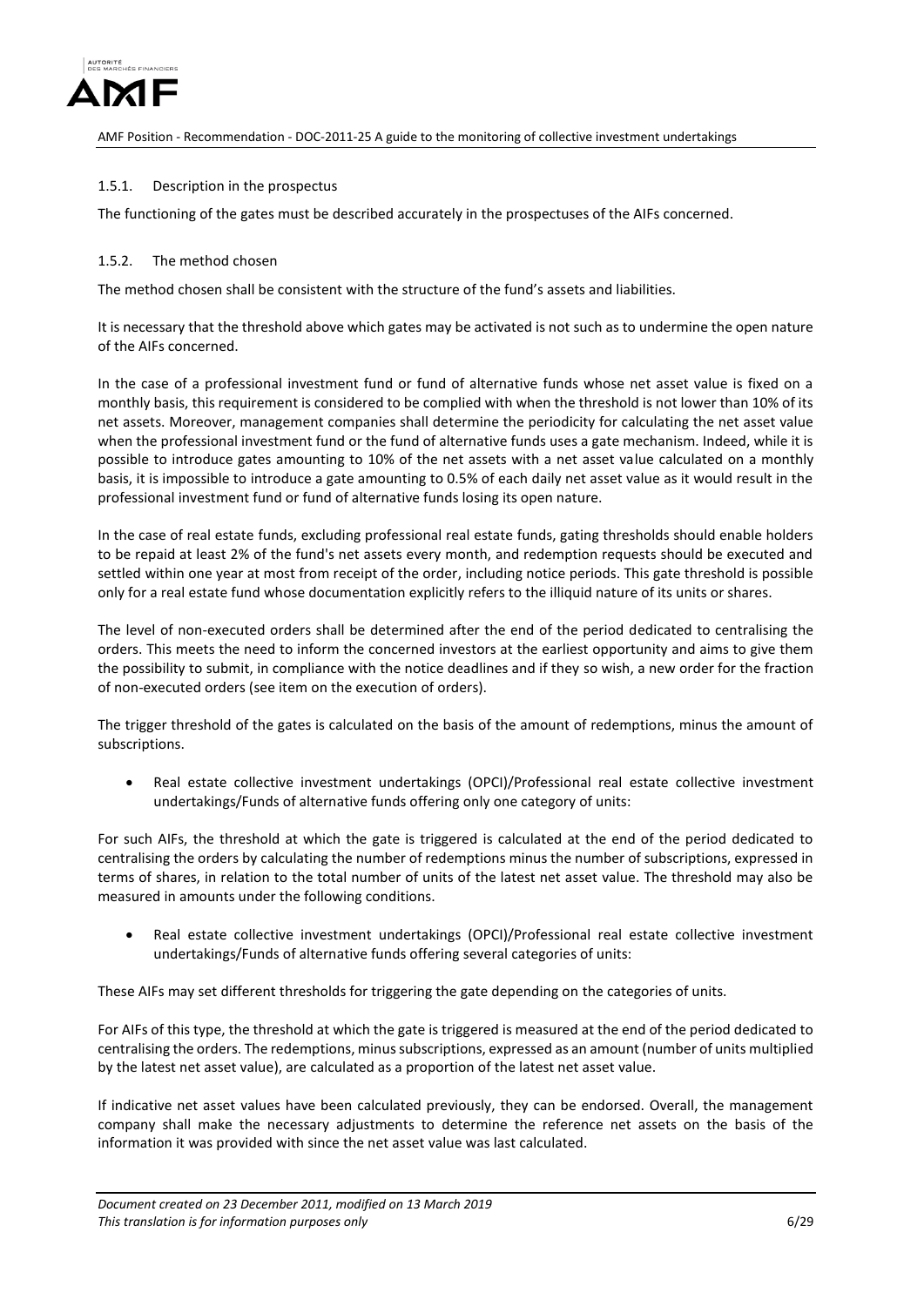#### 1.5.1. Description in the prospectus

The functioning of the gates must be described accurately in the prospectuses of the AIFs concerned.

#### 1.5.2. The method chosen

The method chosen shall be consistent with the structure of the fund's assets and liabilities.

It is necessary that the threshold above which gates may be activated is not such as to undermine the open nature of the AIFs concerned.

In the case of a professional investment fund or fund of alternative funds whose net asset value is fixed on a monthly basis, this requirement is considered to be complied with when the threshold is not lower than 10% of its net assets. Moreover, management companies shall determine the periodicity for calculating the net asset value when the professional investment fund or the fund of alternative funds uses a gate mechanism. Indeed, while it is possible to introduce gates amounting to 10% of the net assets with a net asset value calculated on a monthly basis, it is impossible to introduce a gate amounting to 0.5% of each daily net asset value as it would result in the professional investment fund or fund of alternative funds losing its open nature.

In the case of real estate funds, excluding professional real estate funds, gating thresholds should enable holders to be repaid at least 2% of the fund's net assets every month, and redemption requests should be executed and settled within one year at most from receipt of the order, including notice periods. This gate threshold is possible only for a real estate fund whose documentation explicitly refers to the illiquid nature of its units or shares.

The level of non-executed orders shall be determined after the end of the period dedicated to centralising the orders. This meets the need to inform the concerned investors at the earliest opportunity and aims to give them the possibility to submit, in compliance with the notice deadlines and if they so wish, a new order for the fraction of non-executed orders (see item on the execution of orders).

The trigger threshold of the gates is calculated on the basis of the amount of redemptions, minus the amount of subscriptions.

- Real estate collective investment undertakings (OPCI)/Professional real estate collective investment undertakings/Funds of alternative funds offering only one category of units:

For such AIFs, the threshold at which the gate is triggered is calculated at the end of the period dedicated to centralising the orders by calculating the number of redemptions minus the number of subscriptions, expressed in terms of shares, in relation to the total number of units of the latest net asset value. The threshold may also be measured in amounts under the following conditions.

- Real estate collective investment undertakings (OPCI)/Professional real estate collective investment undertakings/Funds of alternative funds offering several categories of units:

These AIFs may set different thresholds for triggering the gate depending on the categories of units.

For AIFs of this type, the threshold at which the gate is triggered is measured at the end of the period dedicated to centralising the orders. The redemptions, minus subscriptions, expressed as an amount (number of units multiplied by the latest net asset value), are calculated as a proportion of the latest net asset value.

If indicative net asset values have been calculated previously, they can be endorsed. Overall, the management company shall make the necessary adjustments to determine the reference net assets on the basis of the information it was provided with since the net asset value was last calculated.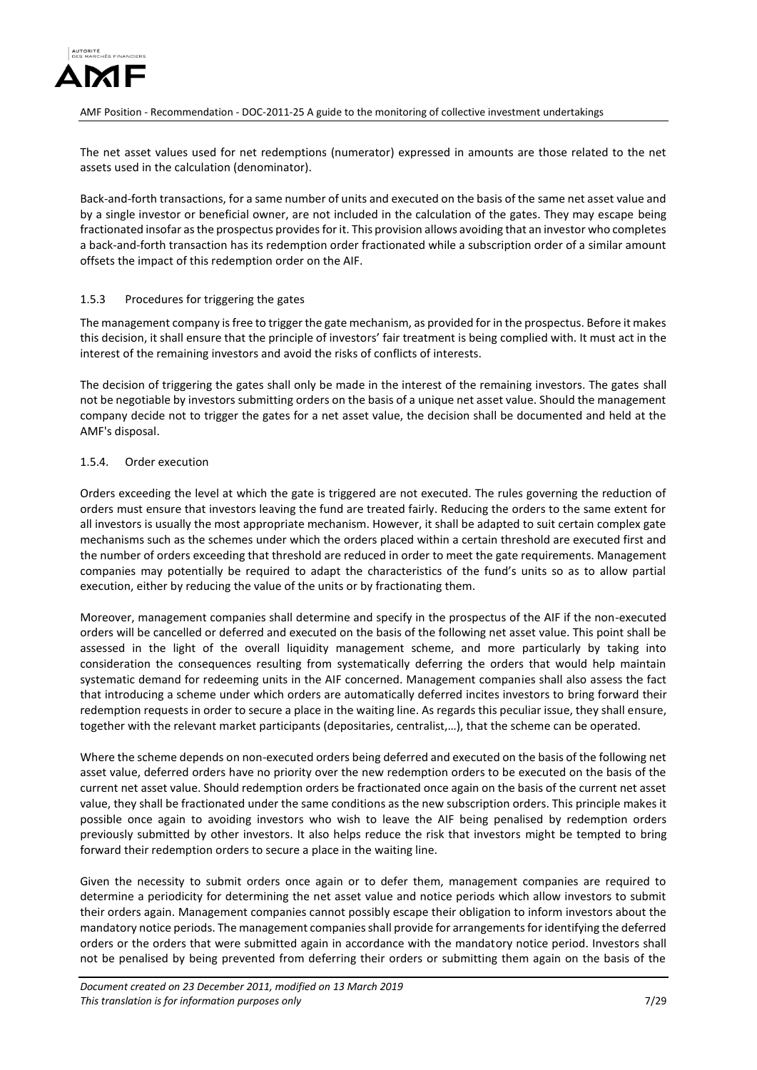The net asset values used for net redemptions (numerator) expressed in amounts are those related to the net assets used in the calculation (denominator).

Back-and-forth transactions, for a same number of units and executed on the basis of the same net asset value and by a single investor or beneficial owner, are not included in the calculation of the gates. They may escape being fractionated insofar as the prospectus provides for it. This provision allows avoiding that an investor who completes a back-and-forth transaction has its redemption order fractionated while a subscription order of a similar amount offsets the impact of this redemption order on the AIF.

### 1.5.3 Procedures for triggering the gates

The management company is free to trigger the gate mechanism, as provided for in the prospectus. Before it makes this decision, it shall ensure that the principle of investors' fair treatment is being complied with. It must act in the interest of the remaining investors and avoid the risks of conflicts of interests.

The decision of triggering the gates shall only be made in the interest of the remaining investors. The gates shall not be negotiable by investors submitting orders on the basis of a unique net asset value. Should the management company decide not to trigger the gates for a net asset value, the decision shall be documented and held at the AMF's disposal.

### 1.5.4. Order execution

Orders exceeding the level at which the gate is triggered are not executed. The rules governing the reduction of orders must ensure that investors leaving the fund are treated fairly. Reducing the orders to the same extent for all investors is usually the most appropriate mechanism. However, it shall be adapted to suit certain complex gate mechanisms such as the schemes under which the orders placed within a certain threshold are executed first and the number of orders exceeding that threshold are reduced in order to meet the gate requirements. Management companies may potentially be required to adapt the characteristics of the fund's units so as to allow partial execution, either by reducing the value of the units or by fractionating them.

Moreover, management companies shall determine and specify in the prospectus of the AIF if the non-executed orders will be cancelled or deferred and executed on the basis of the following net asset value. This point shall be assessed in the light of the overall liquidity management scheme, and more particularly by taking into consideration the consequences resulting from systematically deferring the orders that would help maintain systematic demand for redeeming units in the AIF concerned. Management companies shall also assess the fact that introducing a scheme under which orders are automatically deferred incites investors to bring forward their redemption requests in order to secure a place in the waiting line. As regards this peculiar issue, they shall ensure, together with the relevant market participants (depositaries, centralist,…), that the scheme can be operated.

Where the scheme depends on non-executed orders being deferred and executed on the basis of the following net asset value, deferred orders have no priority over the new redemption orders to be executed on the basis of the current net asset value. Should redemption orders be fractionated once again on the basis of the current net asset value, they shall be fractionated under the same conditions as the new subscription orders. This principle makes it possible once again to avoiding investors who wish to leave the AIF being penalised by redemption orders previously submitted by other investors. It also helps reduce the risk that investors might be tempted to bring forward their redemption orders to secure a place in the waiting line.

Given the necessity to submit orders once again or to defer them, management companies are required to determine a periodicity for determining the net asset value and notice periods which allow investors to submit their orders again. Management companies cannot possibly escape their obligation to inform investors about the mandatory notice periods. The management companies shall provide for arrangements for identifying the deferred orders or the orders that were submitted again in accordance with the mandatory notice period. Investors shall not be penalised by being prevented from deferring their orders or submitting them again on the basis of the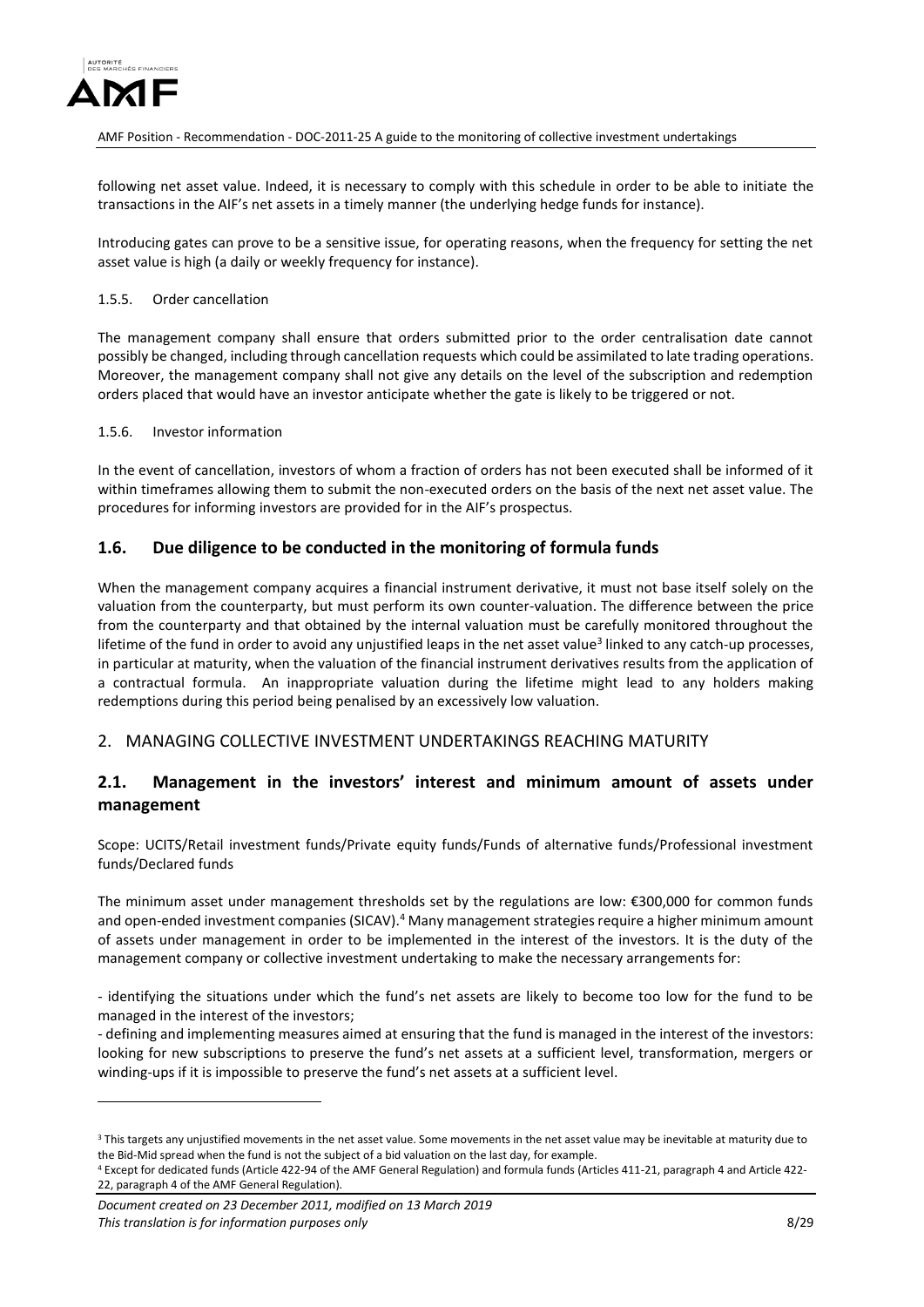following net asset value. Indeed, it is necessary to comply with this schedule in order to be able to initiate the transactions in the AIF's net assets in a timely manner (the underlying hedge funds for instance).

Introducing gates can prove to be a sensitive issue, for operating reasons, when the frequency for setting the net asset value is high (a daily or weekly frequency for instance).

#### 1.5.5. Order cancellation

The management company shall ensure that orders submitted prior to the order centralisation date cannot possibly be changed, including through cancellation requests which could be assimilated to late trading operations. Moreover, the management company shall not give any details on the level of the subscription and redemption orders placed that would have an investor anticipate whether the gate is likely to be triggered or not.

#### 1.5.6. Investor information

In the event of cancellation, investors of whom a fraction of orders has not been executed shall be informed of it within timeframes allowing them to submit the non-executed orders on the basis of the next net asset value. The procedures for informing investors are provided for in the AIF's prospectus.

### 1.6. Due diligence to be conducted in the monitoring of formula funds

When the management company acquires a financial instrument derivative, it must not base itself solely on the valuation from the counterparty, but must perform its own counter-valuation. The difference between the price from the counterparty and that obtained by the internal valuation must be carefully monitored throughout the lifetime of the fund in order to avoid any unjustified leaps in the net asset value[3] linked to any catch-up processes, in particular at maturity, when the valuation of the financial instrument derivatives results from the application of a contractual formula. An inappropriate valuation during the lifetime might lead to any holders making redemptions during this period being penalised by an excessively low valuation.

## 2. MANAGING COLLECTIVE INVESTMENT UNDERTAKINGS REACHING MATURITY

### 2.1. Management in the investors' interest and minimum amount of assets under management

Scope: UCITS/Retail investment funds/Private equity funds/Funds of alternative funds/Professional investment funds/Declared funds

The minimum asset under management thresholds set by the regulations are low: €300,000 for common funds and open-ended investment companies (SICAV).[4] Many management strategies require a higher minimum amount of assets under management in order to be implemented in the interest of the investors. It is the duty of the management company or collective investment undertaking to make the necessary arrangements for:

- identifying the situations under which the fund's net assets are likely to become too low for the fund to be managed in the interest of the investors;
- defining and implementing measures aimed at ensuring that the fund is managed in the interest of the investors: looking for new subscriptions to preserve the fund's net assets at a sufficient level, transformation, mergers or winding-ups if it is impossible to preserve the fund's net assets at a sufficient level.

---

[3] This targets any unjustified movements in the net asset value. Some movements in the net asset value may be inevitable at maturity due to the Bid-Mid spread when the fund is not the subject of a bid valuation on the last day, for example.

[4] Except for dedicated funds (Article 422-94 of the AMF General Regulation) and formula funds (Articles 411-21, paragraph 4 and Article 422-22, paragraph 4 of the AMF General Regulation).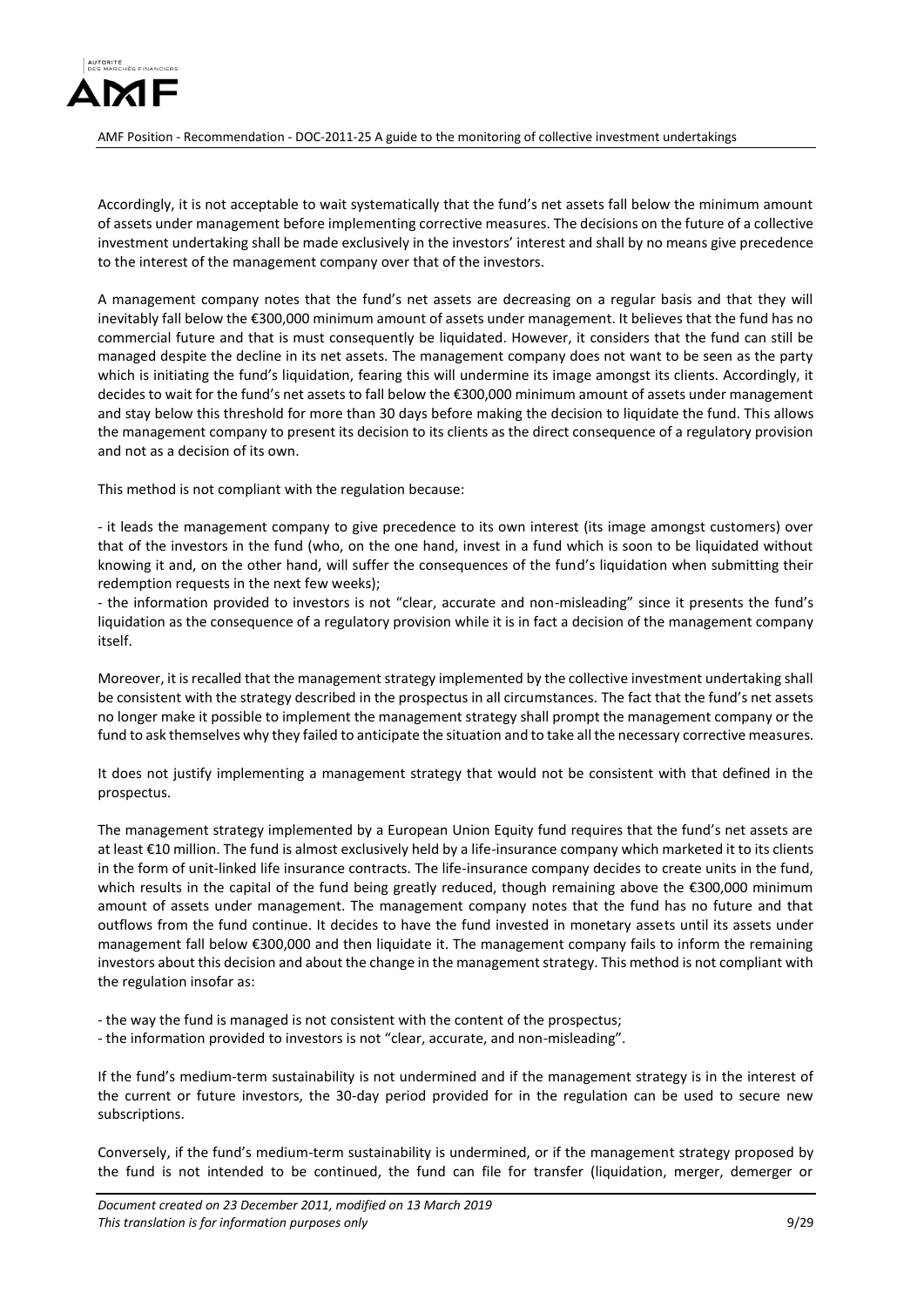Accordingly, it is not acceptable to wait systematically that the fund's net assets fall below the minimum amount of assets under management before implementing corrective measures. The decisions on the future of a collective investment undertaking shall be made exclusively in the investors' interest and shall by no means give precedence to the interest of the management company over that of the investors.

A management company notes that the fund's net assets are decreasing on a regular basis and that they will inevitably fall below the €300,000 minimum amount of assets under management. It believes that the fund has no commercial future and that is must consequently be liquidated. However, it considers that the fund can still be managed despite the decline in its net assets. The management company does not want to be seen as the party which is initiating the fund's liquidation, fearing this will undermine its image amongst its clients. Accordingly, it decides to wait for the fund's net assets to fall below the €300,000 minimum amount of assets under management and stay below this threshold for more than 30 days before making the decision to liquidate the fund. This allows the management company to present its decision to its clients as the direct consequence of a regulatory provision and not as a decision of its own.

This method is not compliant with the regulation because:

- it leads the management company to give precedence to its own interest (its image amongst customers) over that of the investors in the fund (who, on the one hand, invest in a fund which is soon to be liquidated without knowing it and, on the other hand, will suffer the consequences of the fund's liquidation when submitting their redemption requests in the next few weeks);
- the information provided to investors is not "clear, accurate and non-misleading" since it presents the fund's liquidation as the consequence of a regulatory provision while it is in fact a decision of the management company itself.

Moreover, it is recalled that the management strategy implemented by the collective investment undertaking shall be consistent with the strategy described in the prospectus in all circumstances. The fact that the fund's net assets no longer make it possible to implement the management strategy shall prompt the management company or the fund to ask themselves why they failed to anticipate the situation and to take all the necessary corrective measures.

It does not justify implementing a management strategy that would not be consistent with that defined in the prospectus.

The management strategy implemented by a European Union Equity fund requires that the fund's net assets are at least €10 million. The fund is almost exclusively held by a life-insurance company which marketed it to its clients in the form of unit-linked life insurance contracts. The life-insurance company decides to create units in the fund, which results in the capital of the fund being greatly reduced, though remaining above the €300,000 minimum amount of assets under management. The management company notes that the fund has no future and that outflows from the fund continue. It decides to have the fund invested in monetary assets until its assets under management fall below €300,000 and then liquidate it. The management company fails to inform the remaining investors about this decision and about the change in the management strategy. This method is not compliant with the regulation insofar as:

- the way the fund is managed is not consistent with the content of the prospectus;
- the information provided to investors is not "clear, accurate, and non-misleading".

If the fund's medium-term sustainability is not undermined and if the management strategy is in the interest of the current or future investors, the 30-day period provided for in the regulation can be used to secure new subscriptions.

Conversely, if the fund's medium-term sustainability is undermined, or if the management strategy proposed by the fund is not intended to be continued, the fund can file for transfer (liquidation, merger, demerger or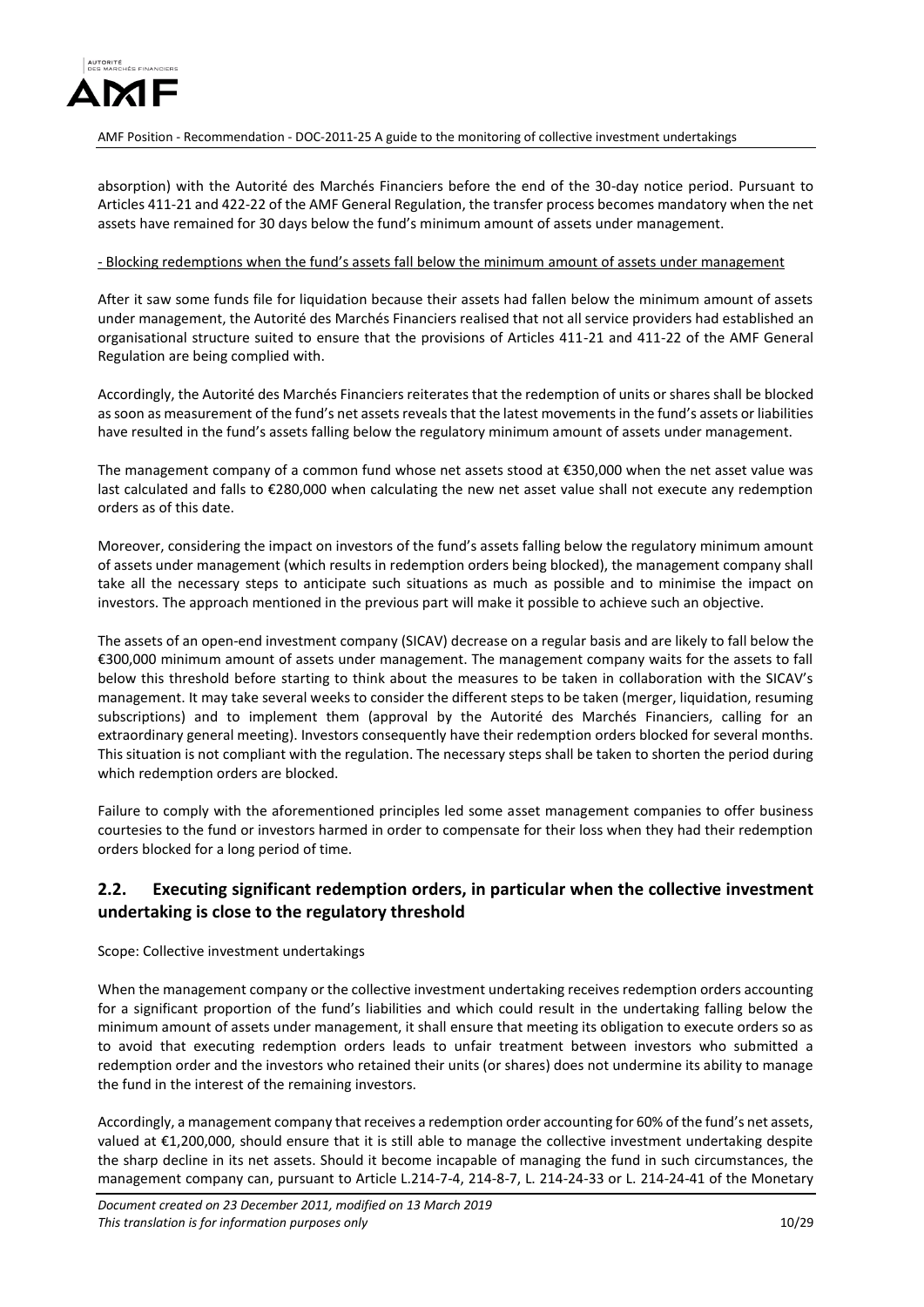absorption) with the Autorité des Marchés Financiers before the end of the 30-day notice period. Pursuant to Articles 411-21 and 422-22 of the AMF General Regulation, the transfer process becomes mandatory when the net assets have remained for 30 days below the fund's minimum amount of assets under management.

<u>- Blocking redemptions when the fund's assets fall below the minimum amount of assets under management</u>

After it saw some funds file for liquidation because their assets had fallen below the minimum amount of assets under management, the Autorité des Marchés Financiers realised that not all service providers had established an organisational structure suited to ensure that the provisions of Articles 411-21 and 411-22 of the AMF General Regulation are being complied with.

Accordingly, the Autorité des Marchés Financiers reiterates that the redemption of units or shares shall be blocked as soon as measurement of the fund's net assets reveals that the latest movements in the fund's assets or liabilities have resulted in the fund's assets falling below the regulatory minimum amount of assets under management.

The management company of a common fund whose net assets stood at €350,000 when the net asset value was last calculated and falls to €280,000 when calculating the new net asset value shall not execute any redemption orders as of this date.

Moreover, considering the impact on investors of the fund's assets falling below the regulatory minimum amount of assets under management (which results in redemption orders being blocked), the management company shall take all the necessary steps to anticipate such situations as much as possible and to minimise the impact on investors. The approach mentioned in the previous part will make it possible to achieve such an objective.

The assets of an open-end investment company (SICAV) decrease on a regular basis and are likely to fall below the €300,000 minimum amount of assets under management. The management company waits for the assets to fall below this threshold before starting to think about the measures to be taken in collaboration with the SICAV's management. It may take several weeks to consider the different steps to be taken (merger, liquidation, resuming subscriptions) and to implement them (approval by the Autorité des Marchés Financiers, calling for an extraordinary general meeting). Investors consequently have their redemption orders blocked for several months. This situation is not compliant with the regulation. The necessary steps shall be taken to shorten the period during which redemption orders are blocked.

Failure to comply with the aforementioned principles led some asset management companies to offer business courtesies to the fund or investors harmed in order to compensate for their loss when they had their redemption orders blocked for a long period of time.

## 2.2. Executing significant redemption orders, in particular when the collective investment undertaking is close to the regulatory threshold

Scope: Collective investment undertakings

When the management company or the collective investment undertaking receives redemption orders accounting for a significant proportion of the fund's liabilities and which could result in the undertaking falling below the minimum amount of assets under management, it shall ensure that meeting its obligation to execute orders so as to avoid that executing redemption orders leads to unfair treatment between investors who submitted a redemption order and the investors who retained their units (or shares) does not undermine its ability to manage the fund in the interest of the remaining investors.

Accordingly, a management company that receives a redemption order accounting for 60% of the fund's net assets, valued at €1,200,000, should ensure that it is still able to manage the collective investment undertaking despite the sharp decline in its net assets. Should it become incapable of managing the fund in such circumstances, the management company can, pursuant to Article L.214-7-4, 214-8-7, L. 214-24-33 or L. 214-24-41 of the Monetary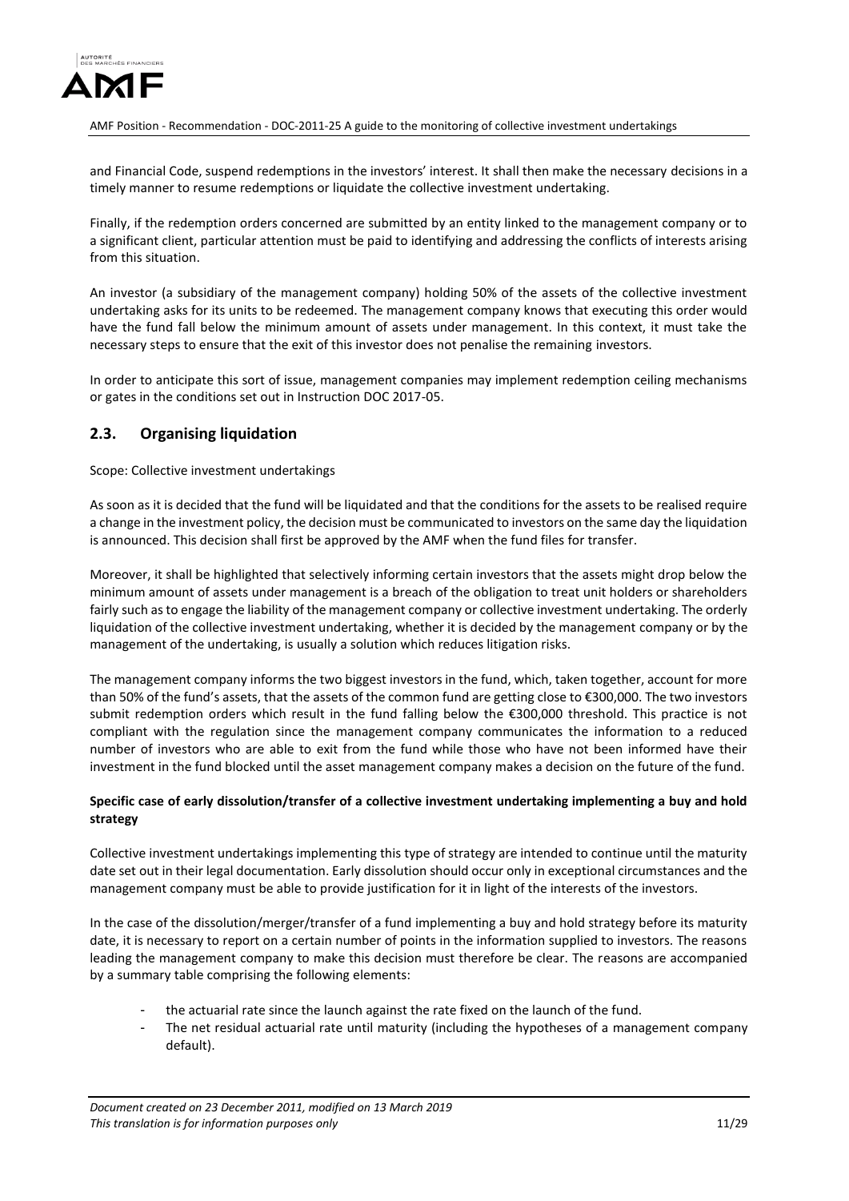and Financial Code, suspend redemptions in the investors' interest. It shall then make the necessary decisions in a timely manner to resume redemptions or liquidate the collective investment undertaking.

Finally, if the redemption orders concerned are submitted by an entity linked to the management company or to a significant client, particular attention must be paid to identifying and addressing the conflicts of interests arising from this situation.

An investor (a subsidiary of the management company) holding 50% of the assets of the collective investment undertaking asks for its units to be redeemed. The management company knows that executing this order would have the fund fall below the minimum amount of assets under management. In this context, it must take the necessary steps to ensure that the exit of this investor does not penalise the remaining investors.

In order to anticipate this sort of issue, management companies may implement redemption ceiling mechanisms or gates in the conditions set out in Instruction DOC 2017-05.

## 2.3. Organising liquidation

Scope: Collective investment undertakings

As soon as it is decided that the fund will be liquidated and that the conditions for the assets to be realised require a change in the investment policy, the decision must be communicated to investors on the same day the liquidation is announced. This decision shall first be approved by the AMF when the fund files for transfer.

Moreover, it shall be highlighted that selectively informing certain investors that the assets might drop below the minimum amount of assets under management is a breach of the obligation to treat unit holders or shareholders fairly such as to engage the liability of the management company or collective investment undertaking. The orderly liquidation of the collective investment undertaking, whether it is decided by the management company or by the management of the undertaking, is usually a solution which reduces litigation risks.

The management company informs the two biggest investors in the fund, which, taken together, account for more than 50% of the fund's assets, that the assets of the common fund are getting close to €300,000. The two investors submit redemption orders which result in the fund falling below the €300,000 threshold. This practice is not compliant with the regulation since the management company communicates the information to a reduced number of investors who are able to exit from the fund while those who have not been informed have their investment in the fund blocked until the asset management company makes a decision on the future of the fund.

**Specific case of early dissolution/transfer of a collective investment undertaking implementing a buy and hold strategy**

Collective investment undertakings implementing this type of strategy are intended to continue until the maturity date set out in their legal documentation. Early dissolution should occur only in exceptional circumstances and the management company must be able to provide justification for it in light of the interests of the investors.

In the case of the dissolution/merger/transfer of a fund implementing a buy and hold strategy before its maturity date, it is necessary to report on a certain number of points in the information supplied to investors. The reasons leading the management company to make this decision must therefore be clear. The reasons are accompanied by a summary table comprising the following elements:

- the actuarial rate since the launch against the rate fixed on the launch of the fund.
- The net residual actuarial rate until maturity (including the hypotheses of a management company default).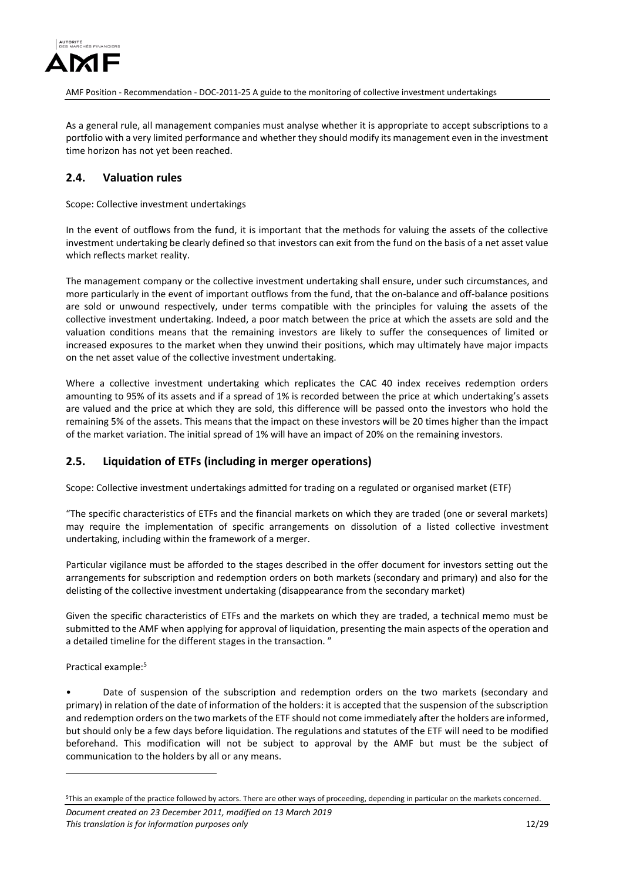As a general rule, all management companies must analyse whether it is appropriate to accept subscriptions to a portfolio with a very limited performance and whether they should modify its management even in the investment time horizon has not yet been reached.

## 2.4. Valuation rules

Scope: Collective investment undertakings

In the event of outflows from the fund, it is important that the methods for valuing the assets of the collective investment undertaking be clearly defined so that investors can exit from the fund on the basis of a net asset value which reflects market reality.

The management company or the collective investment undertaking shall ensure, under such circumstances, and more particularly in the event of important outflows from the fund, that the on-balance and off-balance positions are sold or unwound respectively, under terms compatible with the principles for valuing the assets of the collective investment undertaking. Indeed, a poor match between the price at which the assets are sold and the valuation conditions means that the remaining investors are likely to suffer the consequences of limited or increased exposures to the market when they unwind their positions, which may ultimately have major impacts on the net asset value of the collective investment undertaking.

Where a collective investment undertaking which replicates the CAC 40 index receives redemption orders amounting to 95% of its assets and if a spread of 1% is recorded between the price at which undertaking's assets are valued and the price at which they are sold, this difference will be passed onto the investors who hold the remaining 5% of the assets. This means that the impact on these investors will be 20 times higher than the impact of the market variation. The initial spread of 1% will have an impact of 20% on the remaining investors.

## 2.5. Liquidation of ETFs (including in merger operations)

Scope: Collective investment undertakings admitted for trading on a regulated or organised market (ETF)

"The specific characteristics of ETFs and the financial markets on which they are traded (one or several markets) may require the implementation of specific arrangements on dissolution of a listed collective investment undertaking, including within the framework of a merger.

Particular vigilance must be afforded to the stages described in the offer document for investors setting out the arrangements for subscription and redemption orders on both markets (secondary and primary) and also for the delisting of the collective investment undertaking (disappearance from the secondary market)

Given the specific characteristics of ETFs and the markets on which they are traded, a technical memo must be submitted to the AMF when applying for approval of liquidation, presenting the main aspects of the operation and a detailed timeline for the different stages in the transaction. "

Practical example:[5]

- Date of suspension of the subscription and redemption orders on the two markets (secondary and primary) in relation of the date of information of the holders: it is accepted that the suspension of the subscription and redemption orders on the two markets of the ETF should not come immediately after the holders are informed, but should only be a few days before liquidation. The regulations and statutes of the ETF will need to be modified beforehand. This modification will not be subject to approval by the AMF but must be the subject of communication to the holders by all or any means.

[5] This an example of the practice followed by actors. There are other ways of proceeding, depending in particular on the markets concerned.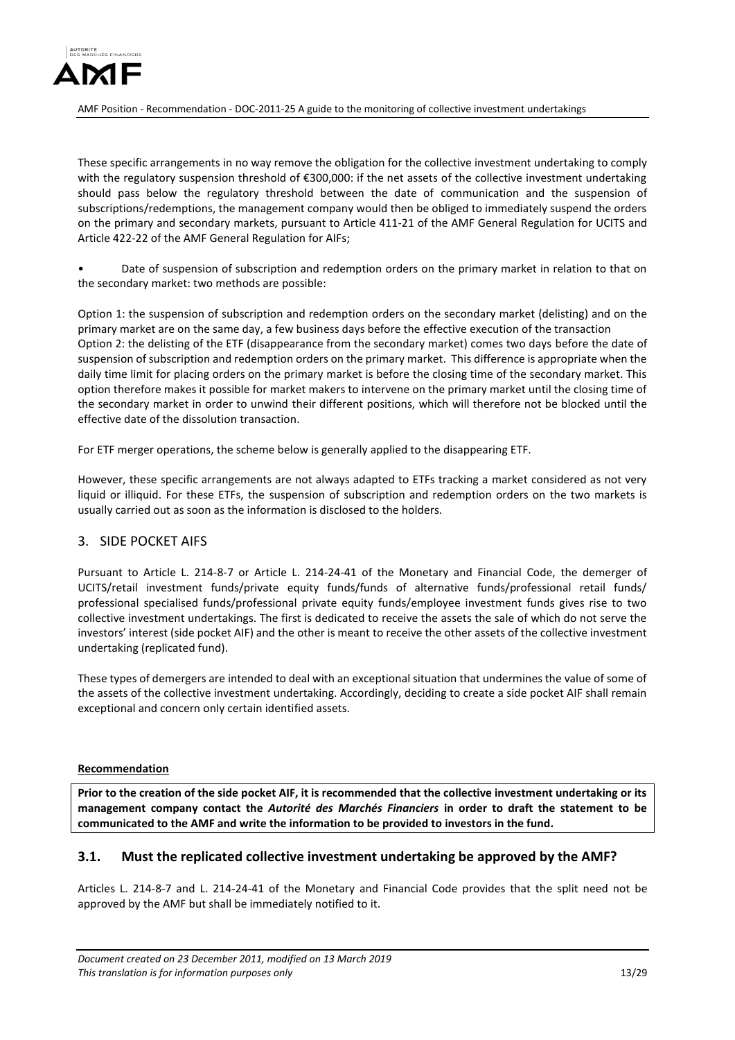These specific arrangements in no way remove the obligation for the collective investment undertaking to comply with the regulatory suspension threshold of €300,000: if the net assets of the collective investment undertaking should pass below the regulatory threshold between the date of communication and the suspension of subscriptions/redemptions, the management company would then be obliged to immediately suspend the orders on the primary and secondary markets, pursuant to Article 411-21 of the AMF General Regulation for UCITS and Article 422-22 of the AMF General Regulation for AIFs;

- Date of suspension of subscription and redemption orders on the primary market in relation to that on the secondary market: two methods are possible:

Option 1: the suspension of subscription and redemption orders on the secondary market (delisting) and on the primary market are on the same day, a few business days before the effective execution of the transaction
Option 2: the delisting of the ETF (disappearance from the secondary market) comes two days before the date of suspension of subscription and redemption orders on the primary market. This difference is appropriate when the daily time limit for placing orders on the primary market is before the closing time of the secondary market. This option therefore makes it possible for market makers to intervene on the primary market until the closing time of the secondary market in order to unwind their different positions, which will therefore not be blocked until the effective date of the dissolution transaction.

For ETF merger operations, the scheme below is generally applied to the disappearing ETF.

However, these specific arrangements are not always adapted to ETFs tracking a market considered as not very liquid or illiquid. For these ETFs, the suspension of subscription and redemption orders on the two markets is usually carried out as soon as the information is disclosed to the holders.

## 3. SIDE POCKET AIFS

Pursuant to Article L. 214-8-7 or Article L. 214-24-41 of the Monetary and Financial Code, the demerger of UCITS/retail investment funds/private equity funds/funds of alternative funds/professional retail funds/ professional specialised funds/professional private equity funds/employee investment funds gives rise to two collective investment undertakings. The first is dedicated to receive the assets the sale of which do not serve the investors' interest (side pocket AIF) and the other is meant to receive the other assets of the collective investment undertaking (replicated fund).

These types of demergers are intended to deal with an exceptional situation that undermines the value of some of the assets of the collective investment undertaking. Accordingly, deciding to create a side pocket AIF shall remain exceptional and concern only certain identified assets.

**Recommendation**

**Prior to the creation of the side pocket AIF, it is recommended that the collective investment undertaking or its management company contact the *Autorité des Marchés Financiers* in order to draft the statement to be communicated to the AMF and write the information to be provided to investors in the fund.**

### 3.1. Must the replicated collective investment undertaking be approved by the AMF?

Articles L. 214-8-7 and L. 214-24-41 of the Monetary and Financial Code provides that the split need not be approved by the AMF but shall be immediately notified to it.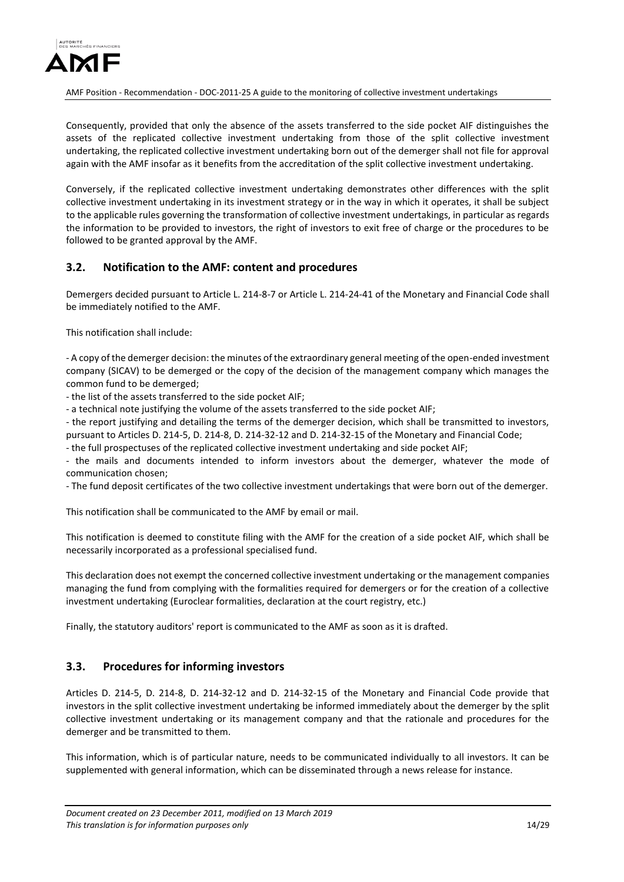Consequently, provided that only the absence of the assets transferred to the side pocket AIF distinguishes the assets of the replicated collective investment undertaking from those of the split collective investment undertaking, the replicated collective investment undertaking born out of the demerger shall not file for approval again with the AMF insofar as it benefits from the accreditation of the split collective investment undertaking.

Conversely, if the replicated collective investment undertaking demonstrates other differences with the split collective investment undertaking in its investment strategy or in the way in which it operates, it shall be subject to the applicable rules governing the transformation of collective investment undertakings, in particular as regards the information to be provided to investors, the right of investors to exit free of charge or the procedures to be followed to be granted approval by the AMF.

## 3.2. Notification to the AMF: content and procedures

Demergers decided pursuant to Article L. 214-8-7 or Article L. 214-24-41 of the Monetary and Financial Code shall be immediately notified to the AMF.

This notification shall include:

- A copy of the demerger decision: the minutes of the extraordinary general meeting of the open-ended investment company (SICAV) to be demerged or the copy of the decision of the management company which manages the common fund to be demerged;
- the list of the assets transferred to the side pocket AIF;
- a technical note justifying the volume of the assets transferred to the side pocket AIF;
- the report justifying and detailing the terms of the demerger decision, which shall be transmitted to investors, pursuant to Articles D. 214-5, D. 214-8, D. 214-32-12 and D. 214-32-15 of the Monetary and Financial Code;
- the full prospectuses of the replicated collective investment undertaking and side pocket AIF;
- the mails and documents intended to inform investors about the demerger, whatever the mode of communication chosen;
- The fund deposit certificates of the two collective investment undertakings that were born out of the demerger.

This notification shall be communicated to the AMF by email or mail.

This notification is deemed to constitute filing with the AMF for the creation of a side pocket AIF, which shall be necessarily incorporated as a professional specialised fund.

This declaration does not exempt the concerned collective investment undertaking or the management companies managing the fund from complying with the formalities required for demergers or for the creation of a collective investment undertaking (Euroclear formalities, declaration at the court registry, etc.)

Finally, the statutory auditors' report is communicated to the AMF as soon as it is drafted.

## 3.3. Procedures for informing investors

Articles D. 214-5, D. 214-8, D. 214-32-12 and D. 214-32-15 of the Monetary and Financial Code provide that investors in the split collective investment undertaking be informed immediately about the demerger by the split collective investment undertaking or its management company and that the rationale and procedures for the demerger and be transmitted to them.

This information, which is of particular nature, needs to be communicated individually to all investors. It can be supplemented with general information, which can be disseminated through a news release for instance.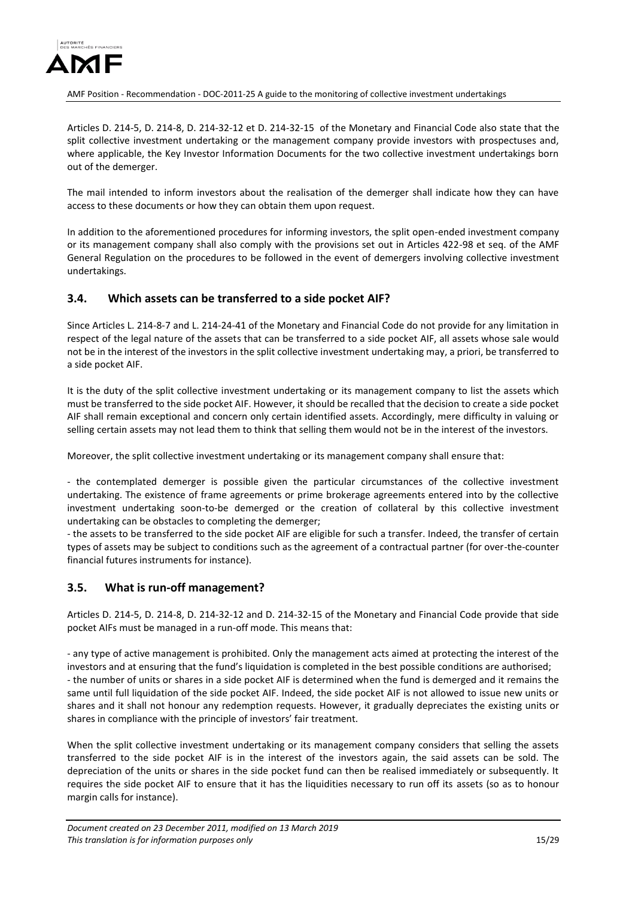Articles D. 214-5, D. 214-8, D. 214-32-12 et D. 214-32-15 of the Monetary and Financial Code also state that the split collective investment undertaking or the management company provide investors with prospectuses and, where applicable, the Key Investor Information Documents for the two collective investment undertakings born out of the demerger.

The mail intended to inform investors about the realisation of the demerger shall indicate how they can have access to these documents or how they can obtain them upon request.

In addition to the aforementioned procedures for informing investors, the split open-ended investment company or its management company shall also comply with the provisions set out in Articles 422-98 et seq. of the AMF General Regulation on the procedures to be followed in the event of demergers involving collective investment undertakings.

## 3.4. Which assets can be transferred to a side pocket AIF?

Since Articles L. 214-8-7 and L. 214-24-41 of the Monetary and Financial Code do not provide for any limitation in respect of the legal nature of the assets that can be transferred to a side pocket AIF, all assets whose sale would not be in the interest of the investors in the split collective investment undertaking may, a priori, be transferred to a side pocket AIF.

It is the duty of the split collective investment undertaking or its management company to list the assets which must be transferred to the side pocket AIF. However, it should be recalled that the decision to create a side pocket AIF shall remain exceptional and concern only certain identified assets. Accordingly, mere difficulty in valuing or selling certain assets may not lead them to think that selling them would not be in the interest of the investors.

Moreover, the split collective investment undertaking or its management company shall ensure that:

- the contemplated demerger is possible given the particular circumstances of the collective investment undertaking. The existence of frame agreements or prime brokerage agreements entered into by the collective investment undertaking soon-to-be demerged or the creation of collateral by this collective investment undertaking can be obstacles to completing the demerger;
- the assets to be transferred to the side pocket AIF are eligible for such a transfer. Indeed, the transfer of certain types of assets may be subject to conditions such as the agreement of a contractual partner (for over-the-counter financial futures instruments for instance).

## 3.5. What is run-off management?

Articles D. 214-5, D. 214-8, D. 214-32-12 and D. 214-32-15 of the Monetary and Financial Code provide that side pocket AIFs must be managed in a run-off mode. This means that:

- any type of active management is prohibited. Only the management acts aimed at protecting the interest of the investors and at ensuring that the fund's liquidation is completed in the best possible conditions are authorised;
- the number of units or shares in a side pocket AIF is determined when the fund is demerged and it remains the same until full liquidation of the side pocket AIF. Indeed, the side pocket AIF is not allowed to issue new units or shares and it shall not honour any redemption requests. However, it gradually depreciates the existing units or shares in compliance with the principle of investors' fair treatment.

When the split collective investment undertaking or its management company considers that selling the assets transferred to the side pocket AIF is in the interest of the investors again, the said assets can be sold. The depreciation of the units or shares in the side pocket fund can then be realised immediately or subsequently. It requires the side pocket AIF to ensure that it has the liquidities necessary to run off its assets (so as to honour margin calls for instance).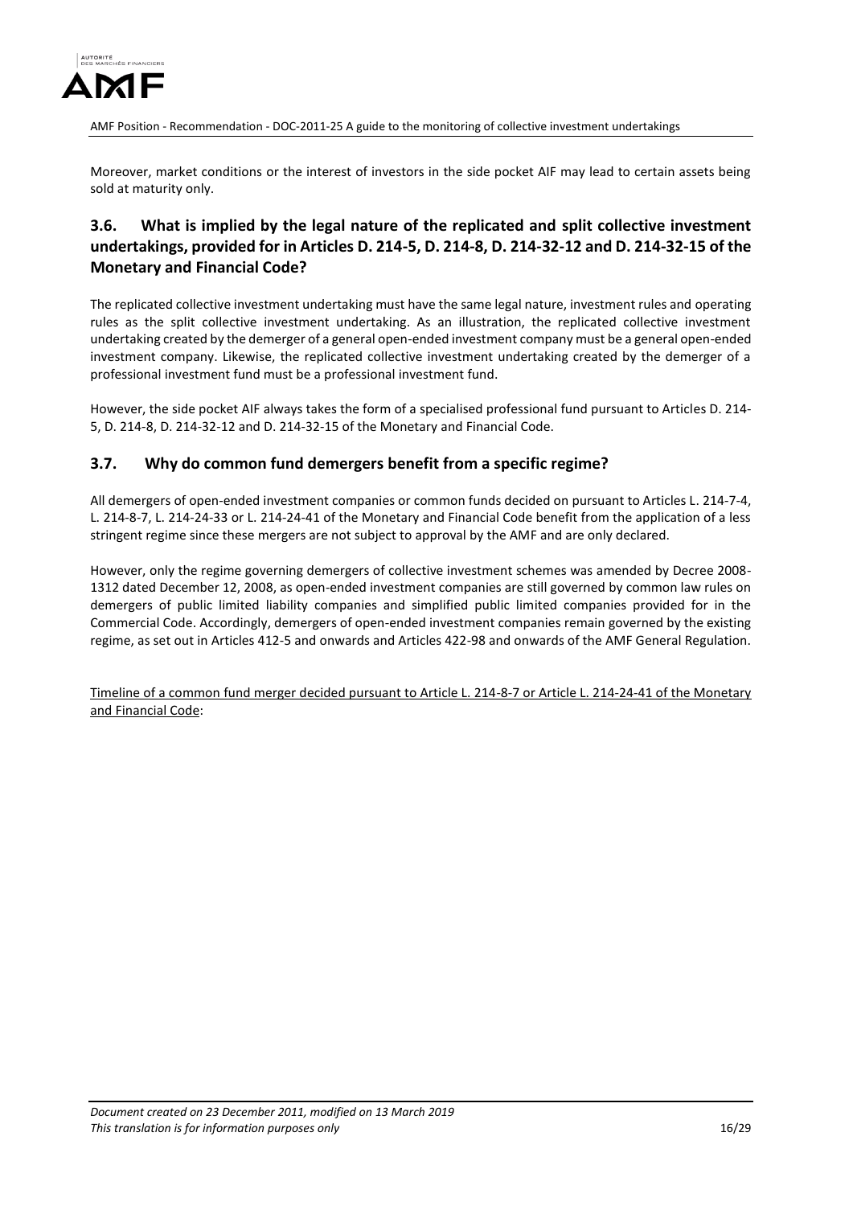Moreover, market conditions or the interest of investors in the side pocket AIF may lead to certain assets being sold at maturity only.

## 3.6. What is implied by the legal nature of the replicated and split collective investment undertakings, provided for in Articles D. 214-5, D. 214-8, D. 214-32-12 and D. 214-32-15 of the Monetary and Financial Code?

The replicated collective investment undertaking must have the same legal nature, investment rules and operating rules as the split collective investment undertaking. As an illustration, the replicated collective investment undertaking created by the demerger of a general open-ended investment company must be a general open-ended investment company. Likewise, the replicated collective investment undertaking created by the demerger of a professional investment fund must be a professional investment fund.

However, the side pocket AIF always takes the form of a specialised professional fund pursuant to Articles D. 214-5, D. 214-8, D. 214-32-12 and D. 214-32-15 of the Monetary and Financial Code.

## 3.7. Why do common fund demergers benefit from a specific regime?

All demergers of open-ended investment companies or common funds decided on pursuant to Articles L. 214-7-4, L. 214-8-7, L. 214-24-33 or L. 214-24-41 of the Monetary and Financial Code benefit from the application of a less stringent regime since these mergers are not subject to approval by the AMF and are only declared.

However, only the regime governing demergers of collective investment schemes was amended by Decree 2008-1312 dated December 12, 2008, as open-ended investment companies are still governed by common law rules on demergers of public limited liability companies and simplified public limited companies provided for in the Commercial Code. Accordingly, demergers of open-ended investment companies remain governed by the existing regime, as set out in Articles 412-5 and onwards and Articles 422-98 and onwards of the AMF General Regulation.

Timeline of a common fund merger decided pursuant to Article L. 214-8-7 or Article L. 214-24-41 of the Monetary and Financial Code: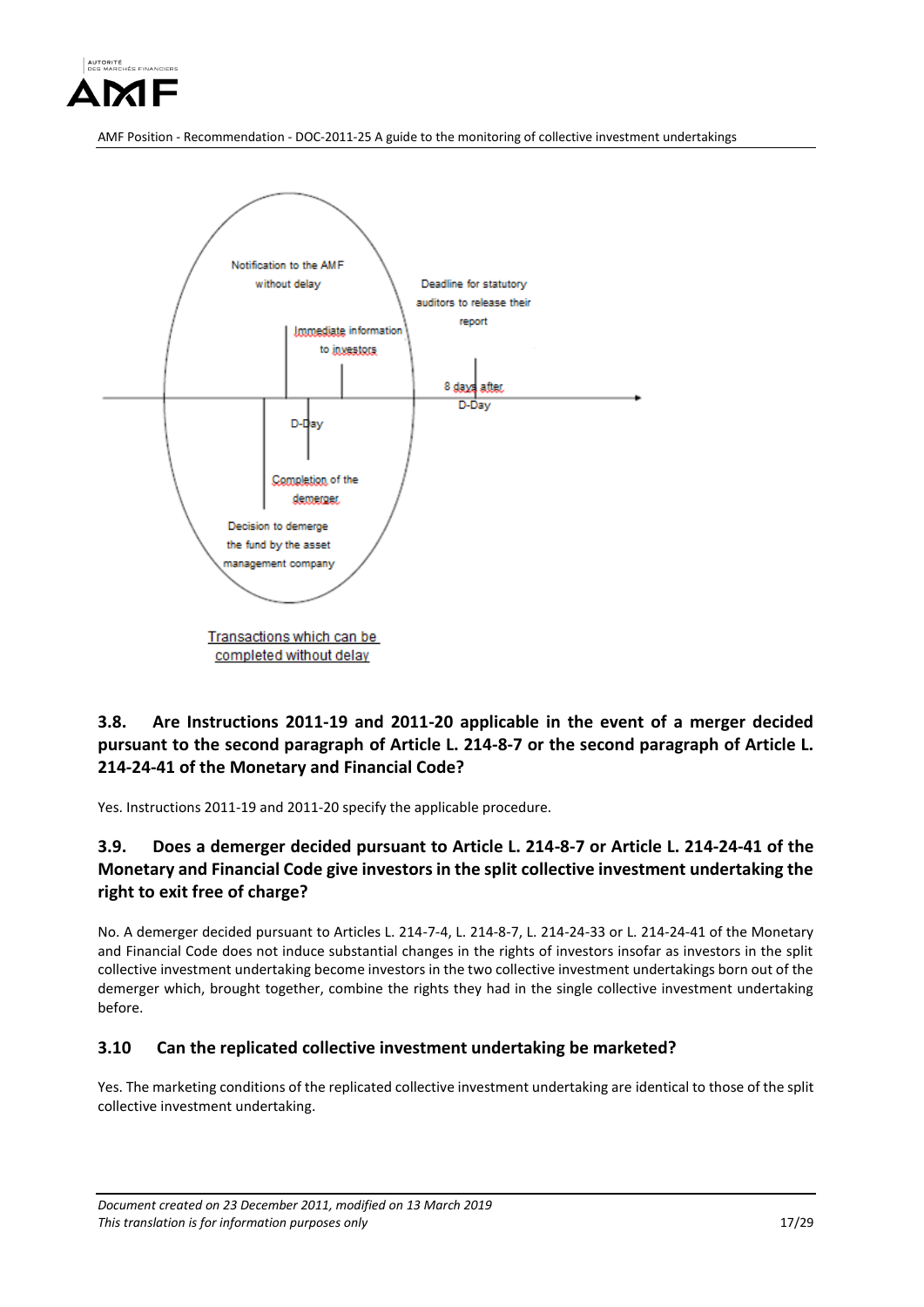Notification to the AMF without delay

Immediate information to investors

Deadline for statutory auditors to release their report

8 days after D-Day

D-Day

Completion of the demerger

Decision to demerge the fund by the asset management company

Transactions which can be completed without delay

### 3.8. Are Instructions 2011-19 and 2011-20 applicable in the event of a merger decided pursuant to the second paragraph of Article L. 214-8-7 or the second paragraph of Article L. 214-24-41 of the Monetary and Financial Code?

Yes. Instructions 2011-19 and 2011-20 specify the applicable procedure.

### 3.9. Does a demerger decided pursuant to Article L. 214-8-7 or Article L. 214-24-41 of the Monetary and Financial Code give investors in the split collective investment undertaking the right to exit free of charge?

No. A demerger decided pursuant to Articles L. 214-7-4, L. 214-8-7, L. 214-24-33 or L. 214-24-41 of the Monetary and Financial Code does not induce substantial changes in the rights of investors insofar as investors in the split collective investment undertaking become investors in the two collective investment undertakings born out of the demerger which, brought together, combine the rights they had in the single collective investment undertaking before.

### 3.10 Can the replicated collective investment undertaking be marketed?

Yes. The marketing conditions of the replicated collective investment undertaking are identical to those of the split collective investment undertaking.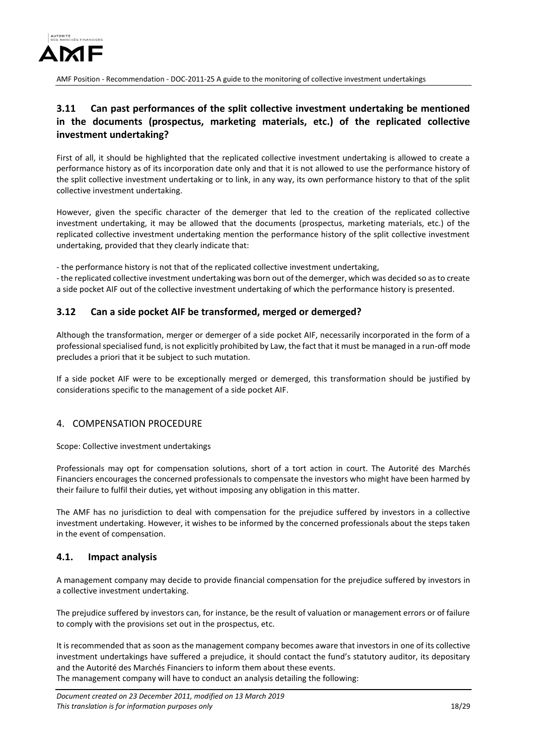### 3.11 Can past performances of the split collective investment undertaking be mentioned in the documents (prospectus, marketing materials, etc.) of the replicated collective investment undertaking?

First of all, it should be highlighted that the replicated collective investment undertaking is allowed to create a performance history as of its incorporation date only and that it is not allowed to use the performance history of the split collective investment undertaking or to link, in any way, its own performance history to that of the split collective investment undertaking.

However, given the specific character of the demerger that led to the creation of the replicated collective investment undertaking, it may be allowed that the documents (prospectus, marketing materials, etc.) of the replicated collective investment undertaking mention the performance history of the split collective investment undertaking, provided that they clearly indicate that:

- the performance history is not that of the replicated collective investment undertaking,
- the replicated collective investment undertaking was born out of the demerger, which was decided so as to create a side pocket AIF out of the collective investment undertaking of which the performance history is presented.

### 3.12 Can a side pocket AIF be transformed, merged or demerged?

Although the transformation, merger or demerger of a side pocket AIF, necessarily incorporated in the form of a professional specialised fund, is not explicitly prohibited by Law, the fact that it must be managed in a run-off mode precludes a priori that it be subject to such mutation.

If a side pocket AIF were to be exceptionally merged or demerged, this transformation should be justified by considerations specific to the management of a side pocket AIF.

## 4. COMPENSATION PROCEDURE

Scope: Collective investment undertakings

Professionals may opt for compensation solutions, short of a tort action in court. The Autorité des Marchés Financiers encourages the concerned professionals to compensate the investors who might have been harmed by their failure to fulfil their duties, yet without imposing any obligation in this matter.

The AMF has no jurisdiction to deal with compensation for the prejudice suffered by investors in a collective investment undertaking. However, it wishes to be informed by the concerned professionals about the steps taken in the event of compensation.

### 4.1. Impact analysis

A management company may decide to provide financial compensation for the prejudice suffered by investors in a collective investment undertaking.

The prejudice suffered by investors can, for instance, be the result of valuation or management errors or of failure to comply with the provisions set out in the prospectus, etc.

It is recommended that as soon as the management company becomes aware that investors in one of its collective investment undertakings have suffered a prejudice, it should contact the fund's statutory auditor, its depositary and the Autorité des Marchés Financiers to inform them about these events.
The management company will have to conduct an analysis detailing the following: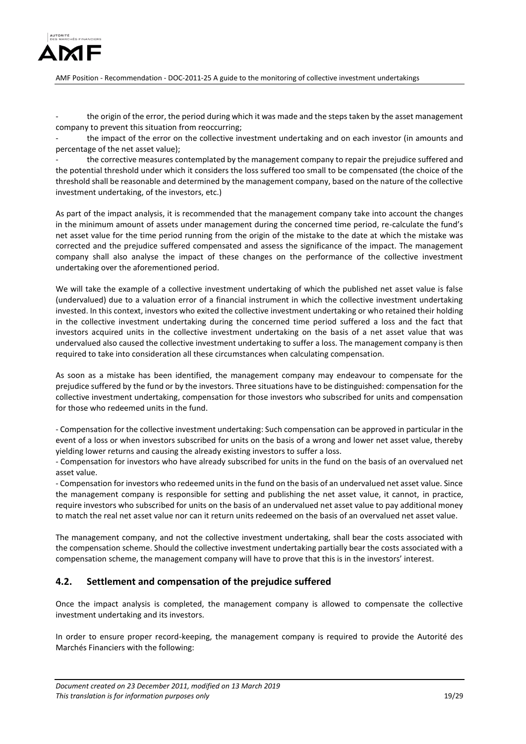- the origin of the error, the period during which it was made and the steps taken by the asset management company to prevent this situation from reoccurring;
- the impact of the error on the collective investment undertaking and on each investor (in amounts and percentage of the net asset value);
- the corrective measures contemplated by the management company to repair the prejudice suffered and the potential threshold under which it considers the loss suffered too small to be compensated (the choice of the threshold shall be reasonable and determined by the management company, based on the nature of the collective investment undertaking, of the investors, etc.)

As part of the impact analysis, it is recommended that the management company take into account the changes in the minimum amount of assets under management during the concerned time period, re-calculate the fund's net asset value for the time period running from the origin of the mistake to the date at which the mistake was corrected and the prejudice suffered compensated and assess the significance of the impact. The management company shall also analyse the impact of these changes on the performance of the collective investment undertaking over the aforementioned period.

We will take the example of a collective investment undertaking of which the published net asset value is false (undervalued) due to a valuation error of a financial instrument in which the collective investment undertaking invested. In this context, investors who exited the collective investment undertaking or who retained their holding in the collective investment undertaking during the concerned time period suffered a loss and the fact that investors acquired units in the collective investment undertaking on the basis of a net asset value that was undervalued also caused the collective investment undertaking to suffer a loss. The management company is then required to take into consideration all these circumstances when calculating compensation.

As soon as a mistake has been identified, the management company may endeavour to compensate for the prejudice suffered by the fund or by the investors. Three situations have to be distinguished: compensation for the collective investment undertaking, compensation for those investors who subscribed for units and compensation for those who redeemed units in the fund.

- Compensation for the collective investment undertaking: Such compensation can be approved in particular in the event of a loss or when investors subscribed for units on the basis of a wrong and lower net asset value, thereby yielding lower returns and causing the already existing investors to suffer a loss.
- Compensation for investors who have already subscribed for units in the fund on the basis of an overvalued net asset value.
- Compensation for investors who redeemed units in the fund on the basis of an undervalued net asset value. Since the management company is responsible for setting and publishing the net asset value, it cannot, in practice, require investors who subscribed for units on the basis of an undervalued net asset value to pay additional money to match the real net asset value nor can it return units redeemed on the basis of an overvalued net asset value.

The management company, and not the collective investment undertaking, shall bear the costs associated with the compensation scheme. Should the collective investment undertaking partially bear the costs associated with a compensation scheme, the management company will have to prove that this is in the investors' interest.

## 4.2. Settlement and compensation of the prejudice suffered

Once the impact analysis is completed, the management company is allowed to compensate the collective investment undertaking and its investors.

In order to ensure proper record-keeping, the management company is required to provide the Autorité des Marchés Financiers with the following: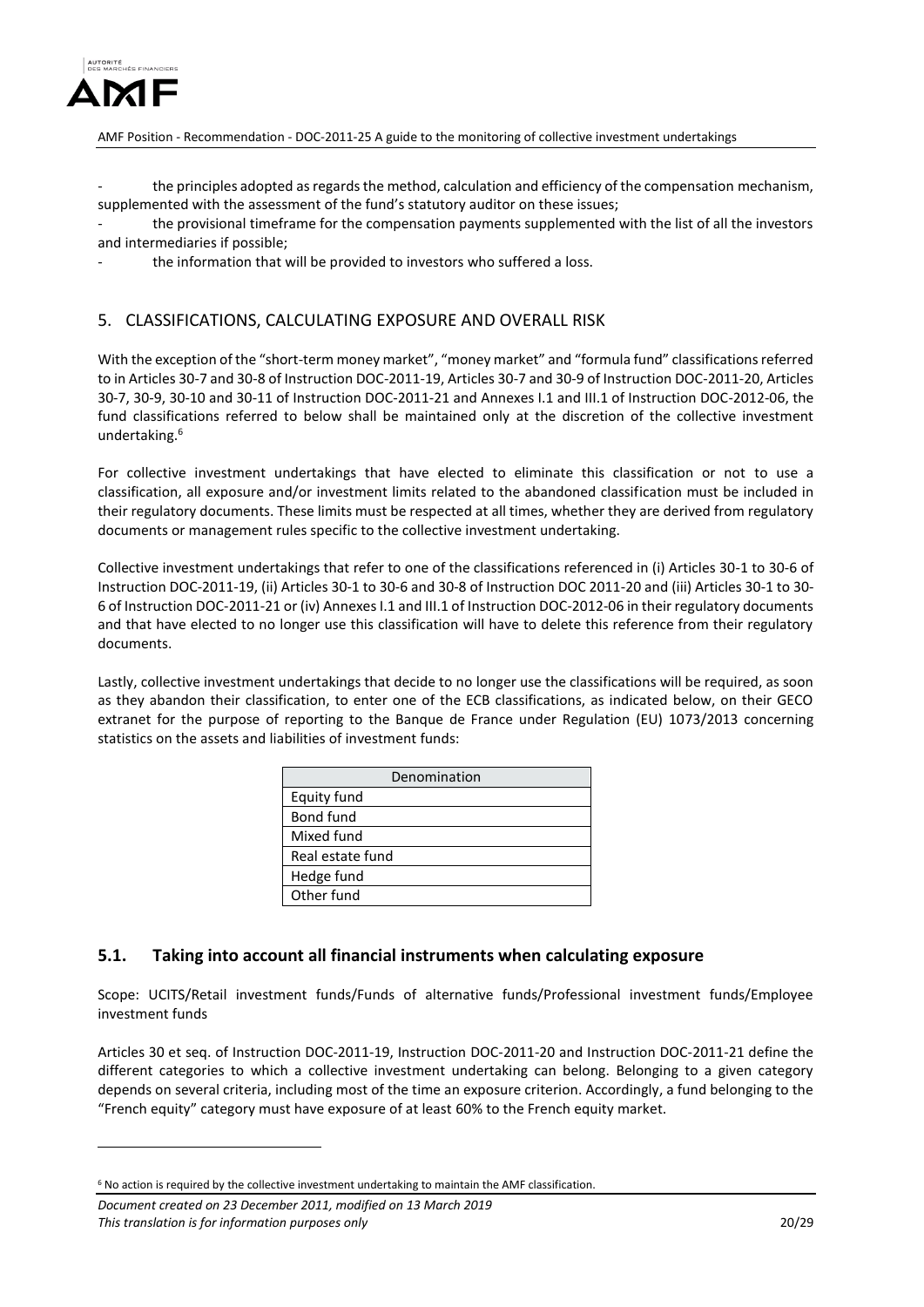- the principles adopted as regards the method, calculation and efficiency of the compensation mechanism, supplemented with the assessment of the fund's statutory auditor on these issues;
- the provisional timeframe for the compensation payments supplemented with the list of all the investors and intermediaries if possible;
- the information that will be provided to investors who suffered a loss.

## 5. CLASSIFICATIONS, CALCULATING EXPOSURE AND OVERALL RISK

With the exception of the "short-term money market", "money market" and "formula fund" classifications referred to in Articles 30-7 and 30-8 of Instruction DOC-2011-19, Articles 30-7 and 30-9 of Instruction DOC-2011-20, Articles 30-7, 30-9, 30-10 and 30-11 of Instruction DOC-2011-21 and Annexes I.1 and III.1 of Instruction DOC-2012-06, the fund classifications referred to below shall be maintained only at the discretion of the collective investment undertaking.[6]

For collective investment undertakings that have elected to eliminate this classification or not to use a classification, all exposure and/or investment limits related to the abandoned classification must be included in their regulatory documents. These limits must be respected at all times, whether they are derived from regulatory documents or management rules specific to the collective investment undertaking.

Collective investment undertakings that refer to one of the classifications referenced in (i) Articles 30-1 to 30-6 of Instruction DOC-2011-19, (ii) Articles 30-1 to 30-6 and 30-8 of Instruction DOC 2011-20 and (iii) Articles 30-1 to 30-6 of Instruction DOC-2011-21 or (iv) Annexes I.1 and III.1 of Instruction DOC-2012-06 in their regulatory documents and that have elected to no longer use this classification will have to delete this reference from their regulatory documents.

Lastly, collective investment undertakings that decide to no longer use the classifications will be required, as soon as they abandon their classification, to enter one of the ECB classifications, as indicated below, on their GECO extranet for the purpose of reporting to the Banque de France under Regulation (EU) 1073/2013 concerning statistics on the assets and liabilities of investment funds:

| Denomination |
| --- |
| Equity fund |
| Bond fund |
| Mixed fund |
| Real estate fund |
| Hedge fund |
| Other fund |

### 5.1. Taking into account all financial instruments when calculating exposure

Scope: UCITS/Retail investment funds/Funds of alternative funds/Professional investment funds/Employee investment funds

Articles 30 et seq. of Instruction DOC-2011-19, Instruction DOC-2011-20 and Instruction DOC-2011-21 define the different categories to which a collective investment undertaking can belong. Belonging to a given category depends on several criteria, including most of the time an exposure criterion. Accordingly, a fund belonging to the "French equity" category must have exposure of at least 60% to the French equity market.

[6] No action is required by the collective investment undertaking to maintain the AMF classification.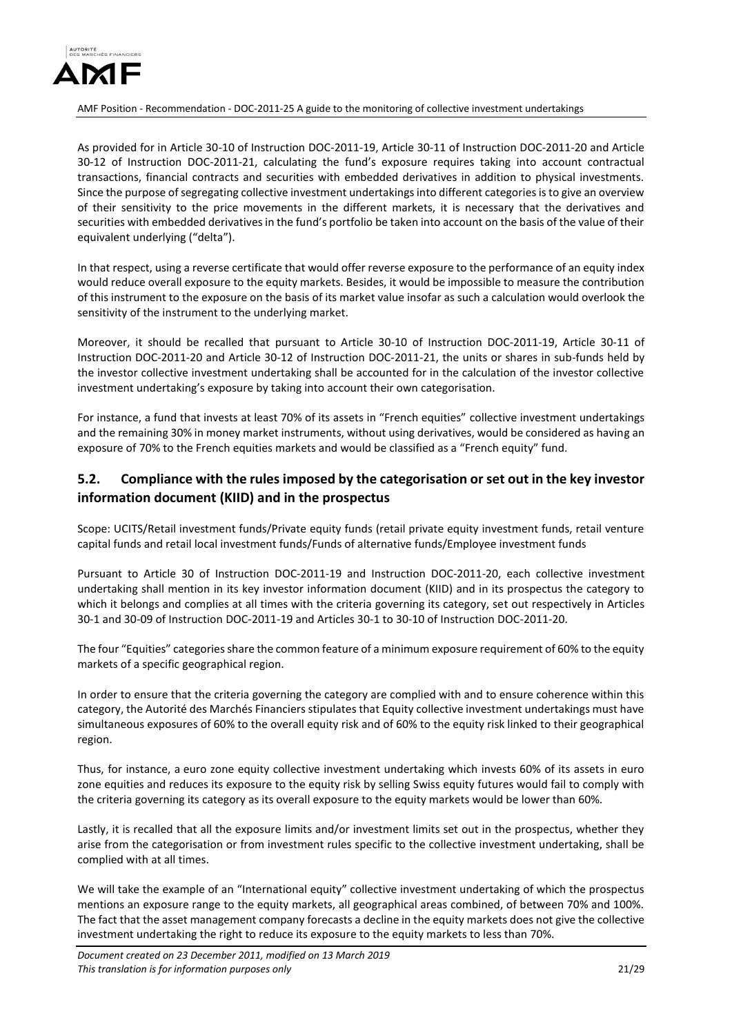As provided for in Article 30-10 of Instruction DOC-2011-19, Article 30-11 of Instruction DOC-2011-20 and Article 30-12 of Instruction DOC-2011-21, calculating the fund's exposure requires taking into account contractual transactions, financial contracts and securities with embedded derivatives in addition to physical investments. Since the purpose of segregating collective investment undertakings into different categories is to give an overview of their sensitivity to the price movements in the different markets, it is necessary that the derivatives and securities with embedded derivatives in the fund's portfolio be taken into account on the basis of the value of their equivalent underlying ("delta").

In that respect, using a reverse certificate that would offer reverse exposure to the performance of an equity index would reduce overall exposure to the equity markets. Besides, it would be impossible to measure the contribution of this instrument to the exposure on the basis of its market value insofar as such a calculation would overlook the sensitivity of the instrument to the underlying market.

Moreover, it should be recalled that pursuant to Article 30-10 of Instruction DOC-2011-19, Article 30-11 of Instruction DOC-2011-20 and Article 30-12 of Instruction DOC-2011-21, the units or shares in sub-funds held by the investor collective investment undertaking shall be accounted for in the calculation of the investor collective investment undertaking's exposure by taking into account their own categorisation.

For instance, a fund that invests at least 70% of its assets in "French equities" collective investment undertakings and the remaining 30% in money market instruments, without using derivatives, would be considered as having an exposure of 70% to the French equities markets and would be classified as a "French equity" fund.

## 5.2. Compliance with the rules imposed by the categorisation or set out in the key investor information document (KIID) and in the prospectus

Scope: UCITS/Retail investment funds/Private equity funds (retail private equity investment funds, retail venture capital funds and retail local investment funds/Funds of alternative funds/Employee investment funds

Pursuant to Article 30 of Instruction DOC-2011-19 and Instruction DOC-2011-20, each collective investment undertaking shall mention in its key investor information document (KIID) and in its prospectus the category to which it belongs and complies at all times with the criteria governing its category, set out respectively in Articles 30-1 and 30-09 of Instruction DOC-2011-19 and Articles 30-1 to 30-10 of Instruction DOC-2011-20.

The four "Equities" categories share the common feature of a minimum exposure requirement of 60% to the equity markets of a specific geographical region.

In order to ensure that the criteria governing the category are complied with and to ensure coherence within this category, the Autorité des Marchés Financiers stipulates that Equity collective investment undertakings must have simultaneous exposures of 60% to the overall equity risk and of 60% to the equity risk linked to their geographical region.

Thus, for instance, a euro zone equity collective investment undertaking which invests 60% of its assets in euro zone equities and reduces its exposure to the equity risk by selling Swiss equity futures would fail to comply with the criteria governing its category as its overall exposure to the equity markets would be lower than 60%.

Lastly, it is recalled that all the exposure limits and/or investment limits set out in the prospectus, whether they arise from the categorisation or from investment rules specific to the collective investment undertaking, shall be complied with at all times.

We will take the example of an "International equity" collective investment undertaking of which the prospectus mentions an exposure range to the equity markets, all geographical areas combined, of between 70% and 100%. The fact that the asset management company forecasts a decline in the equity markets does not give the collective investment undertaking the right to reduce its exposure to the equity markets to less than 70%.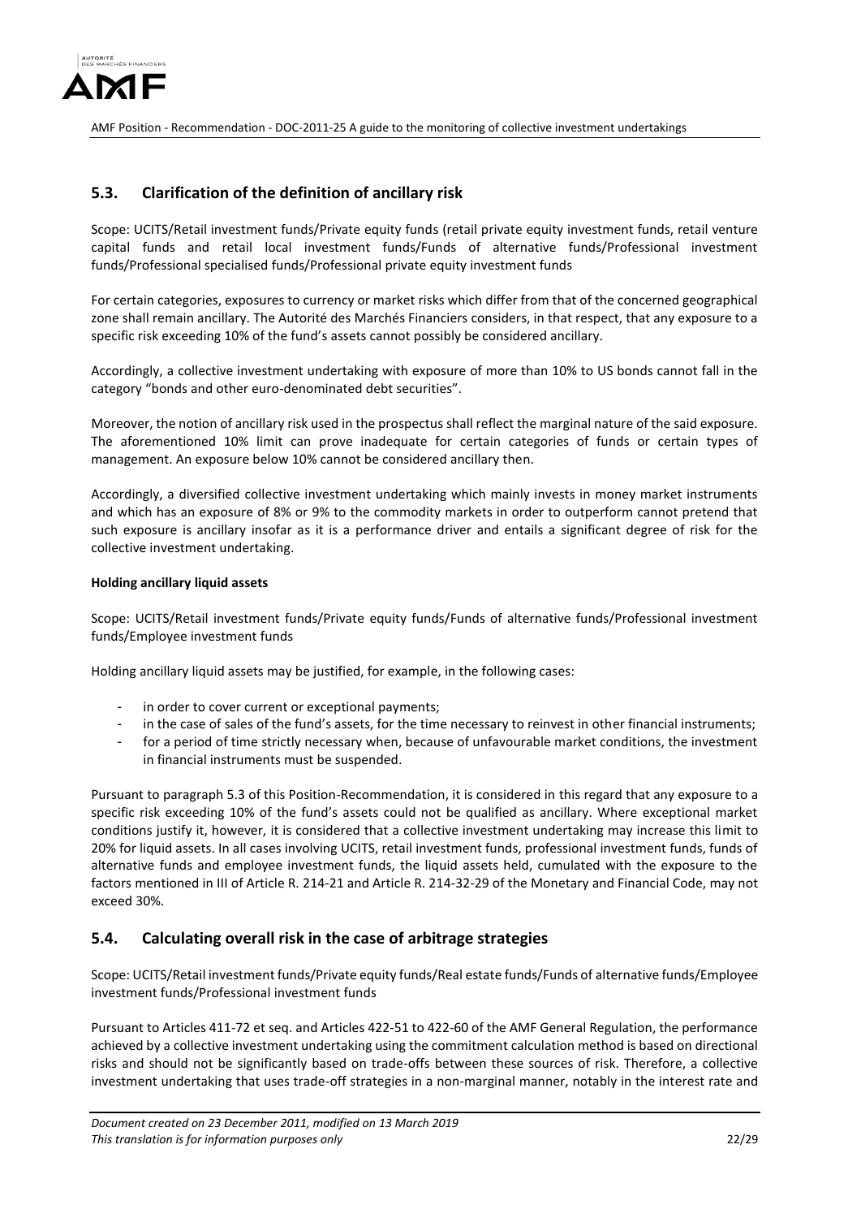## 5.3. Clarification of the definition of ancillary risk

Scope: UCITS/Retail investment funds/Private equity funds (retail private equity investment funds, retail venture capital funds and retail local investment funds/Funds of alternative funds/Professional investment funds/Professional specialised funds/Professional private equity investment funds

For certain categories, exposures to currency or market risks which differ from that of the concerned geographical zone shall remain ancillary. The Autorité des Marchés Financiers considers, in that respect, that any exposure to a specific risk exceeding 10% of the fund's assets cannot possibly be considered ancillary.

Accordingly, a collective investment undertaking with exposure of more than 10% to US bonds cannot fall in the category "bonds and other euro-denominated debt securities".

Moreover, the notion of ancillary risk used in the prospectus shall reflect the marginal nature of the said exposure. The aforementioned 10% limit can prove inadequate for certain categories of funds or certain types of management. An exposure below 10% cannot be considered ancillary then.

Accordingly, a diversified collective investment undertaking which mainly invests in money market instruments and which has an exposure of 8% or 9% to the commodity markets in order to outperform cannot pretend that such exposure is ancillary insofar as it is a performance driver and entails a significant degree of risk for the collective investment undertaking.

**Holding ancillary liquid assets**

Scope: UCITS/Retail investment funds/Private equity funds/Funds of alternative funds/Professional investment funds/Employee investment funds

Holding ancillary liquid assets may be justified, for example, in the following cases:

- in order to cover current or exceptional payments;
- in the case of sales of the fund's assets, for the time necessary to reinvest in other financial instruments;
- for a period of time strictly necessary when, because of unfavourable market conditions, the investment in financial instruments must be suspended.

Pursuant to paragraph 5.3 of this Position-Recommendation, it is considered in this regard that any exposure to a specific risk exceeding 10% of the fund's assets could not be qualified as ancillary. Where exceptional market conditions justify it, however, it is considered that a collective investment undertaking may increase this limit to 20% for liquid assets. In all cases involving UCITS, retail investment funds, professional investment funds, funds of alternative funds and employee investment funds, the liquid assets held, cumulated with the exposure to the factors mentioned in III of Article R. 214-21 and Article R. 214-32-29 of the Monetary and Financial Code, may not exceed 30%.

## 5.4. Calculating overall risk in the case of arbitrage strategies

Scope: UCITS/Retail investment funds/Private equity funds/Real estate funds/Funds of alternative funds/Employee investment funds/Professional investment funds

Pursuant to Articles 411-72 et seq. and Articles 422-51 to 422-60 of the AMF General Regulation, the performance achieved by a collective investment undertaking using the commitment calculation method is based on directional risks and should not be significantly based on trade-offs between these sources of risk. Therefore, a collective investment undertaking that uses trade-off strategies in a non-marginal manner, notably in the interest rate and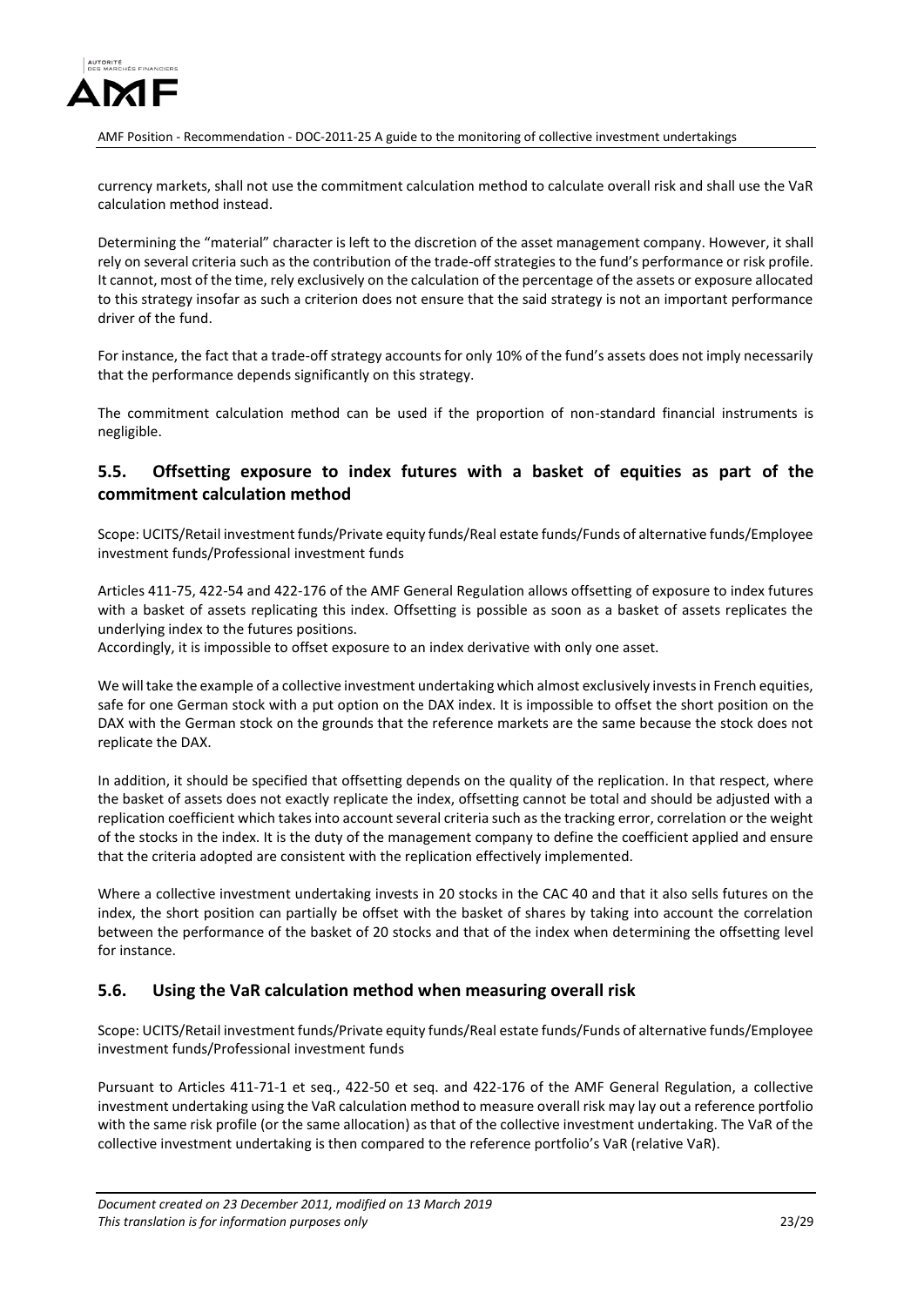currency markets, shall not use the commitment calculation method to calculate overall risk and shall use the VaR calculation method instead.

Determining the "material" character is left to the discretion of the asset management company. However, it shall rely on several criteria such as the contribution of the trade-off strategies to the fund's performance or risk profile. It cannot, most of the time, rely exclusively on the calculation of the percentage of the assets or exposure allocated to this strategy insofar as such a criterion does not ensure that the said strategy is not an important performance driver of the fund.

For instance, the fact that a trade-off strategy accounts for only 10% of the fund's assets does not imply necessarily that the performance depends significantly on this strategy.

The commitment calculation method can be used if the proportion of non-standard financial instruments is negligible.

## 5.5. Offsetting exposure to index futures with a basket of equities as part of the commitment calculation method

Scope: UCITS/Retail investment funds/Private equity funds/Real estate funds/Funds of alternative funds/Employee investment funds/Professional investment funds

Articles 411-75, 422-54 and 422-176 of the AMF General Regulation allows offsetting of exposure to index futures with a basket of assets replicating this index. Offsetting is possible as soon as a basket of assets replicates the underlying index to the futures positions.
Accordingly, it is impossible to offset exposure to an index derivative with only one asset.

We will take the example of a collective investment undertaking which almost exclusively invests in French equities, safe for one German stock with a put option on the DAX index. It is impossible to offset the short position on the DAX with the German stock on the grounds that the reference markets are the same because the stock does not replicate the DAX.

In addition, it should be specified that offsetting depends on the quality of the replication. In that respect, where the basket of assets does not exactly replicate the index, offsetting cannot be total and should be adjusted with a replication coefficient which takes into account several criteria such as the tracking error, correlation or the weight of the stocks in the index. It is the duty of the management company to define the coefficient applied and ensure that the criteria adopted are consistent with the replication effectively implemented.

Where a collective investment undertaking invests in 20 stocks in the CAC 40 and that it also sells futures on the index, the short position can partially be offset with the basket of shares by taking into account the correlation between the performance of the basket of 20 stocks and that of the index when determining the offsetting level for instance.

## 5.6. Using the VaR calculation method when measuring overall risk

Scope: UCITS/Retail investment funds/Private equity funds/Real estate funds/Funds of alternative funds/Employee investment funds/Professional investment funds

Pursuant to Articles 411-71-1 et seq., 422-50 et seq. and 422-176 of the AMF General Regulation, a collective investment undertaking using the VaR calculation method to measure overall risk may lay out a reference portfolio with the same risk profile (or the same allocation) as that of the collective investment undertaking. The VaR of the collective investment undertaking is then compared to the reference portfolio's VaR (relative VaR).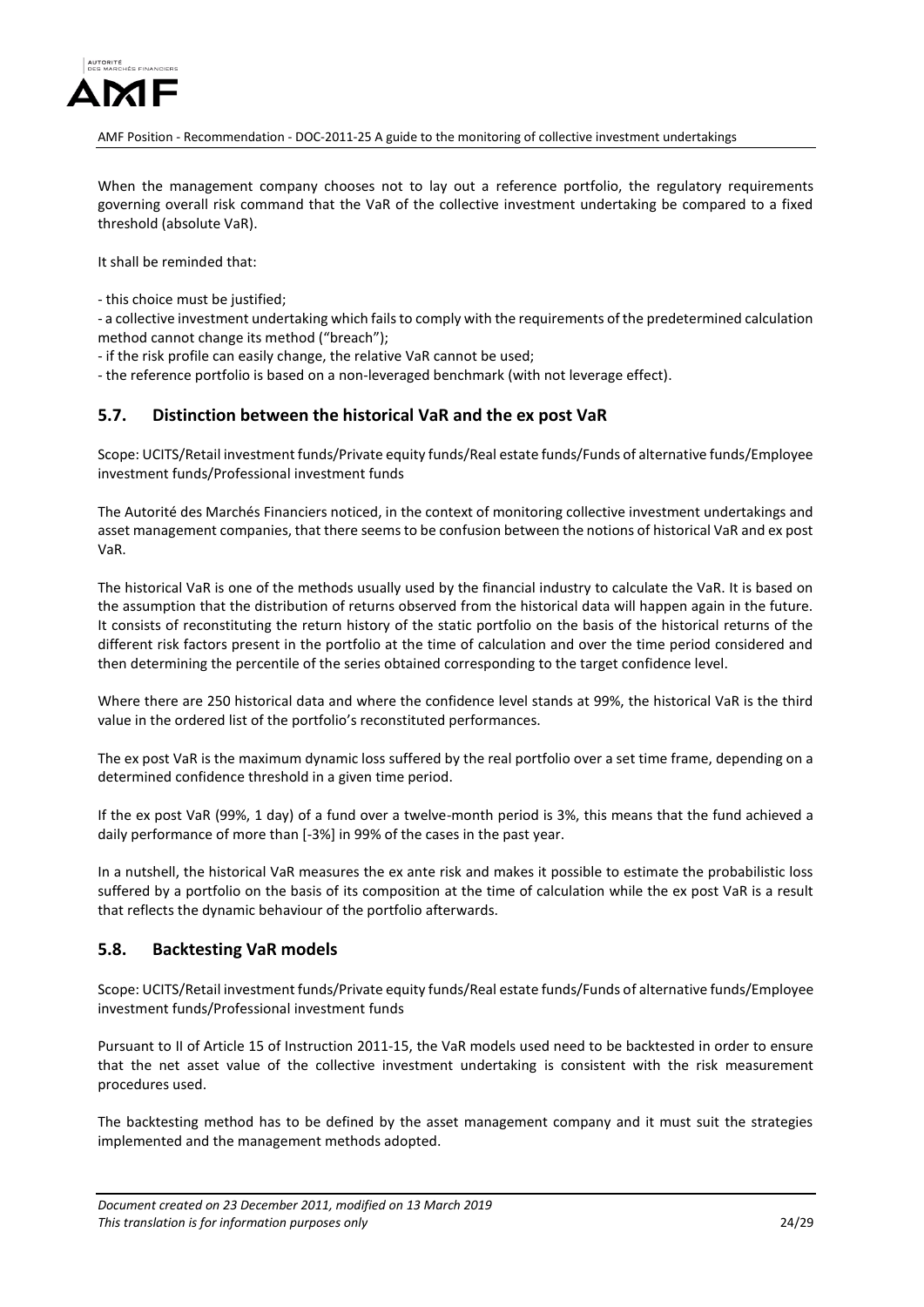When the management company chooses not to lay out a reference portfolio, the regulatory requirements governing overall risk command that the VaR of the collective investment undertaking be compared to a fixed threshold (absolute VaR).

It shall be reminded that:

- this choice must be justified;
- a collective investment undertaking which fails to comply with the requirements of the predetermined calculation method cannot change its method ("breach");
- if the risk profile can easily change, the relative VaR cannot be used;
- the reference portfolio is based on a non-leveraged benchmark (with not leverage effect).

## 5.7. Distinction between the historical VaR and the ex post VaR

Scope: UCITS/Retail investment funds/Private equity funds/Real estate funds/Funds of alternative funds/Employee investment funds/Professional investment funds

The Autorité des Marchés Financiers noticed, in the context of monitoring collective investment undertakings and asset management companies, that there seems to be confusion between the notions of historical VaR and ex post VaR.

The historical VaR is one of the methods usually used by the financial industry to calculate the VaR. It is based on the assumption that the distribution of returns observed from the historical data will happen again in the future. It consists of reconstituting the return history of the static portfolio on the basis of the historical returns of the different risk factors present in the portfolio at the time of calculation and over the time period considered and then determining the percentile of the series obtained corresponding to the target confidence level.

Where there are 250 historical data and where the confidence level stands at 99%, the historical VaR is the third value in the ordered list of the portfolio's reconstituted performances.

The ex post VaR is the maximum dynamic loss suffered by the real portfolio over a set time frame, depending on a determined confidence threshold in a given time period.

If the ex post VaR (99%, 1 day) of a fund over a twelve-month period is 3%, this means that the fund achieved a daily performance of more than [-3%] in 99% of the cases in the past year.

In a nutshell, the historical VaR measures the ex ante risk and makes it possible to estimate the probabilistic loss suffered by a portfolio on the basis of its composition at the time of calculation while the ex post VaR is a result that reflects the dynamic behaviour of the portfolio afterwards.

## 5.8. Backtesting VaR models

Scope: UCITS/Retail investment funds/Private equity funds/Real estate funds/Funds of alternative funds/Employee investment funds/Professional investment funds

Pursuant to II of Article 15 of Instruction 2011-15, the VaR models used need to be backtested in order to ensure that the net asset value of the collective investment undertaking is consistent with the risk measurement procedures used.

The backtesting method has to be defined by the asset management company and it must suit the strategies implemented and the management methods adopted.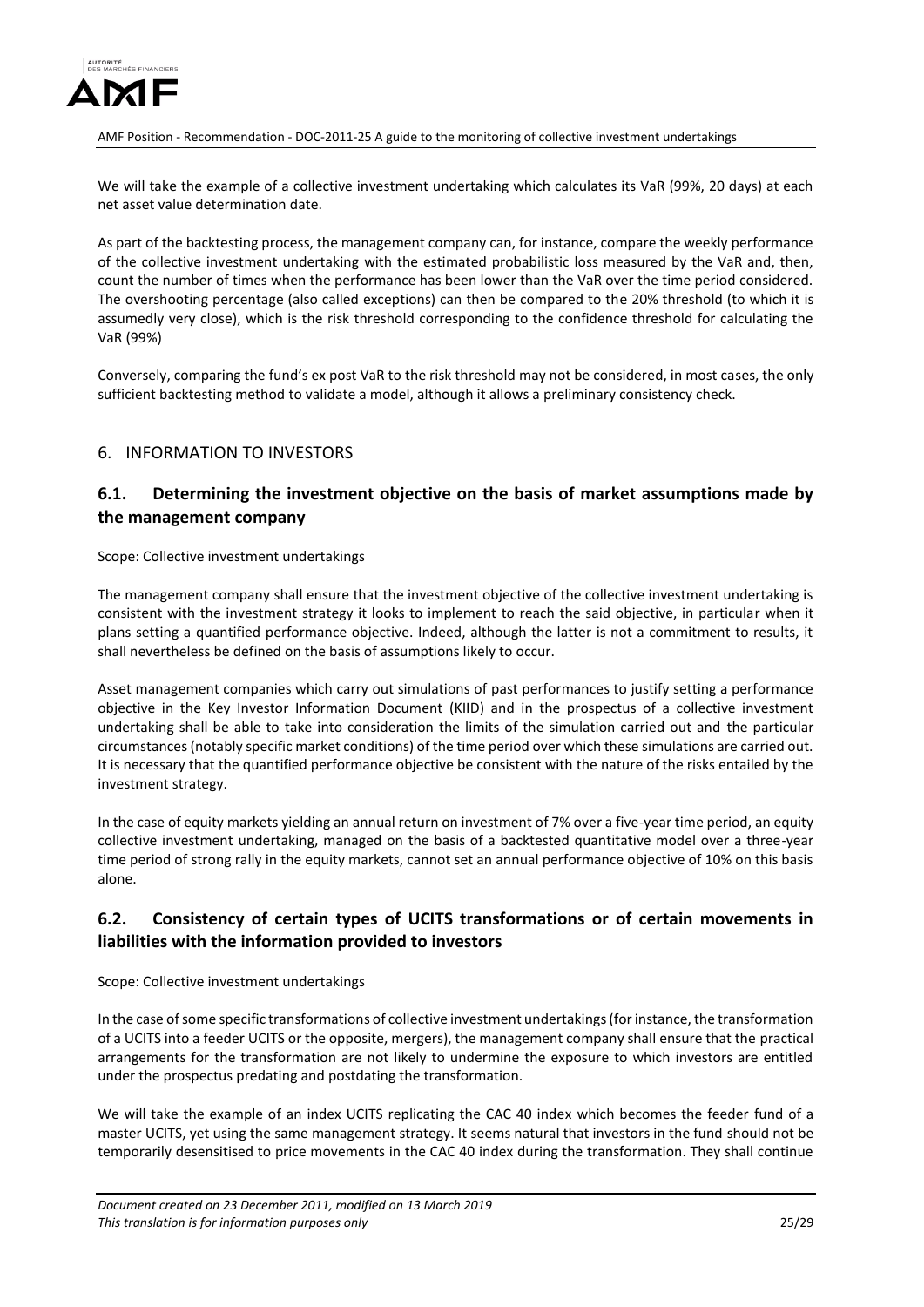We will take the example of a collective investment undertaking which calculates its VaR (99%, 20 days) at each net asset value determination date.

As part of the backtesting process, the management company can, for instance, compare the weekly performance of the collective investment undertaking with the estimated probabilistic loss measured by the VaR and, then, count the number of times when the performance has been lower than the VaR over the time period considered. The overshooting percentage (also called exceptions) can then be compared to the 20% threshold (to which it is assumedly very close), which is the risk threshold corresponding to the confidence threshold for calculating the VaR (99%)

Conversely, comparing the fund's ex post VaR to the risk threshold may not be considered, in most cases, the only sufficient backtesting method to validate a model, although it allows a preliminary consistency check.

## 6. INFORMATION TO INVESTORS

### 6.1. Determining the investment objective on the basis of market assumptions made by the management company

Scope: Collective investment undertakings

The management company shall ensure that the investment objective of the collective investment undertaking is consistent with the investment strategy it looks to implement to reach the said objective, in particular when it plans setting a quantified performance objective. Indeed, although the latter is not a commitment to results, it shall nevertheless be defined on the basis of assumptions likely to occur.

Asset management companies which carry out simulations of past performances to justify setting a performance objective in the Key Investor Information Document (KIID) and in the prospectus of a collective investment undertaking shall be able to take into consideration the limits of the simulation carried out and the particular circumstances (notably specific market conditions) of the time period over which these simulations are carried out. It is necessary that the quantified performance objective be consistent with the nature of the risks entailed by the investment strategy.

In the case of equity markets yielding an annual return on investment of 7% over a five-year time period, an equity collective investment undertaking, managed on the basis of a backtested quantitative model over a three-year time period of strong rally in the equity markets, cannot set an annual performance objective of 10% on this basis alone.

### 6.2. Consistency of certain types of UCITS transformations or of certain movements in liabilities with the information provided to investors

Scope: Collective investment undertakings

In the case of some specific transformations of collective investment undertakings (for instance, the transformation of a UCITS into a feeder UCITS or the opposite, mergers), the management company shall ensure that the practical arrangements for the transformation are not likely to undermine the exposure to which investors are entitled under the prospectus predating and postdating the transformation.

We will take the example of an index UCITS replicating the CAC 40 index which becomes the feeder fund of a master UCITS, yet using the same management strategy. It seems natural that investors in the fund should not be temporarily desensitised to price movements in the CAC 40 index during the transformation. They shall continue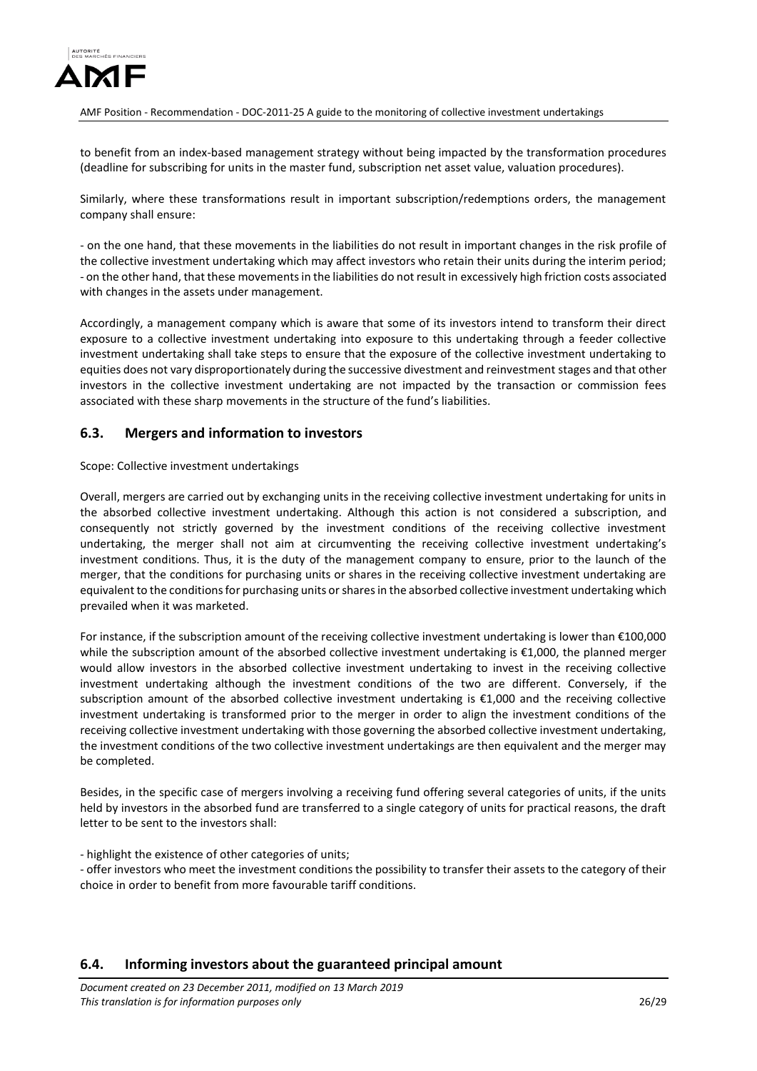to benefit from an index-based management strategy without being impacted by the transformation procedures (deadline for subscribing for units in the master fund, subscription net asset value, valuation procedures).

Similarly, where these transformations result in important subscription/redemptions orders, the management company shall ensure:

- on the one hand, that these movements in the liabilities do not result in important changes in the risk profile of the collective investment undertaking which may affect investors who retain their units during the interim period;
- on the other hand, that these movements in the liabilities do not result in excessively high friction costs associated with changes in the assets under management.

Accordingly, a management company which is aware that some of its investors intend to transform their direct exposure to a collective investment undertaking into exposure to this undertaking through a feeder collective investment undertaking shall take steps to ensure that the exposure of the collective investment undertaking to equities does not vary disproportionately during the successive divestment and reinvestment stages and that other investors in the collective investment undertaking are not impacted by the transaction or commission fees associated with these sharp movements in the structure of the fund's liabilities.

## 6.3. Mergers and information to investors

Scope: Collective investment undertakings

Overall, mergers are carried out by exchanging units in the receiving collective investment undertaking for units in the absorbed collective investment undertaking. Although this action is not considered a subscription, and consequently not strictly governed by the investment conditions of the receiving collective investment undertaking, the merger shall not aim at circumventing the receiving collective investment undertaking's investment conditions. Thus, it is the duty of the management company to ensure, prior to the launch of the merger, that the conditions for purchasing units or shares in the receiving collective investment undertaking are equivalent to the conditions for purchasing units or shares in the absorbed collective investment undertaking which prevailed when it was marketed.

For instance, if the subscription amount of the receiving collective investment undertaking is lower than €100,000 while the subscription amount of the absorbed collective investment undertaking is €1,000, the planned merger would allow investors in the absorbed collective investment undertaking to invest in the receiving collective investment undertaking although the investment conditions of the two are different. Conversely, if the subscription amount of the absorbed collective investment undertaking is €1,000 and the receiving collective investment undertaking is transformed prior to the merger in order to align the investment conditions of the receiving collective investment undertaking with those governing the absorbed collective investment undertaking, the investment conditions of the two collective investment undertakings are then equivalent and the merger may be completed.

Besides, in the specific case of mergers involving a receiving fund offering several categories of units, if the units held by investors in the absorbed fund are transferred to a single category of units for practical reasons, the draft letter to be sent to the investors shall:

- highlight the existence of other categories of units;
- offer investors who meet the investment conditions the possibility to transfer their assets to the category of their choice in order to benefit from more favourable tariff conditions.

## 6.4. Informing investors about the guaranteed principal amount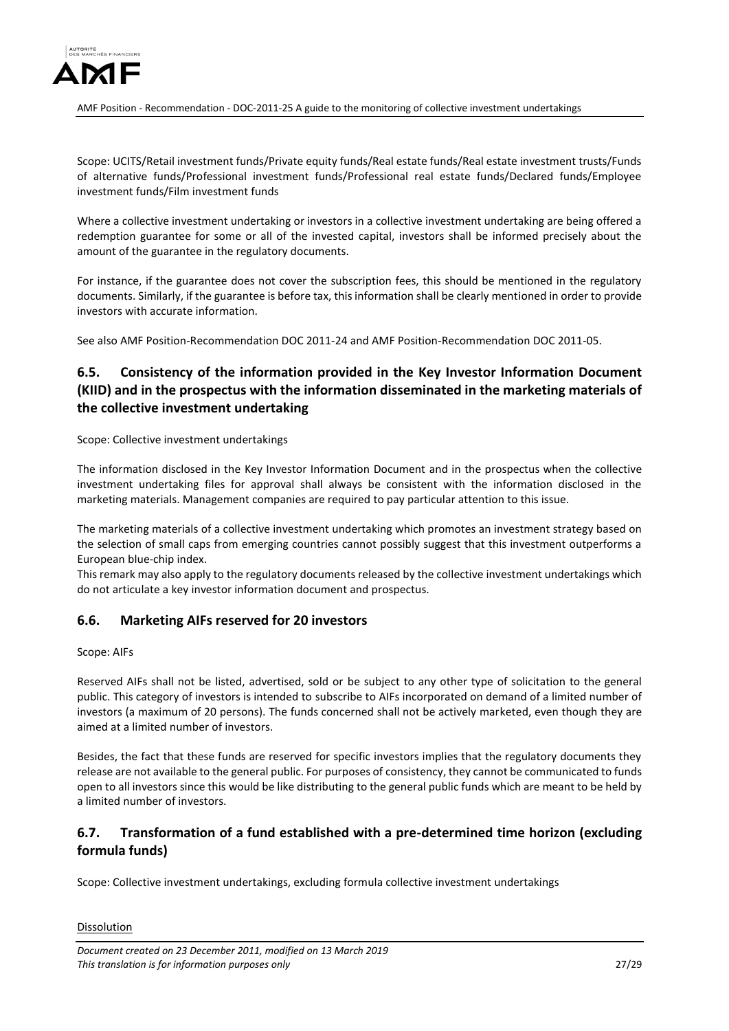Scope: UCITS/Retail investment funds/Private equity funds/Real estate funds/Real estate investment trusts/Funds of alternative funds/Professional investment funds/Professional real estate funds/Declared funds/Employee investment funds/Film investment funds

Where a collective investment undertaking or investors in a collective investment undertaking are being offered a redemption guarantee for some or all of the invested capital, investors shall be informed precisely about the amount of the guarantee in the regulatory documents.

For instance, if the guarantee does not cover the subscription fees, this should be mentioned in the regulatory documents. Similarly, if the guarantee is before tax, this information shall be clearly mentioned in order to provide investors with accurate information.

See also AMF Position-Recommendation DOC 2011-24 and AMF Position-Recommendation DOC 2011-05.

## 6.5. Consistency of the information provided in the Key Investor Information Document (KIID) and in the prospectus with the information disseminated in the marketing materials of the collective investment undertaking

Scope: Collective investment undertakings

The information disclosed in the Key Investor Information Document and in the prospectus when the collective investment undertaking files for approval shall always be consistent with the information disclosed in the marketing materials. Management companies are required to pay particular attention to this issue.

The marketing materials of a collective investment undertaking which promotes an investment strategy based on the selection of small caps from emerging countries cannot possibly suggest that this investment outperforms a European blue-chip index.
This remark may also apply to the regulatory documents released by the collective investment undertakings which do not articulate a key investor information document and prospectus.

## 6.6. Marketing AIFs reserved for 20 investors

Scope: AIFs

Reserved AIFs shall not be listed, advertised, sold or be subject to any other type of solicitation to the general public. This category of investors is intended to subscribe to AIFs incorporated on demand of a limited number of investors (a maximum of 20 persons). The funds concerned shall not be actively marketed, even though they are aimed at a limited number of investors.

Besides, the fact that these funds are reserved for specific investors implies that the regulatory documents they release are not available to the general public. For purposes of consistency, they cannot be communicated to funds open to all investors since this would be like distributing to the general public funds which are meant to be held by a limited number of investors.

## 6.7. Transformation of a fund established with a pre-determined time horizon (excluding formula funds)

Scope: Collective investment undertakings, excluding formula collective investment undertakings

Dissolution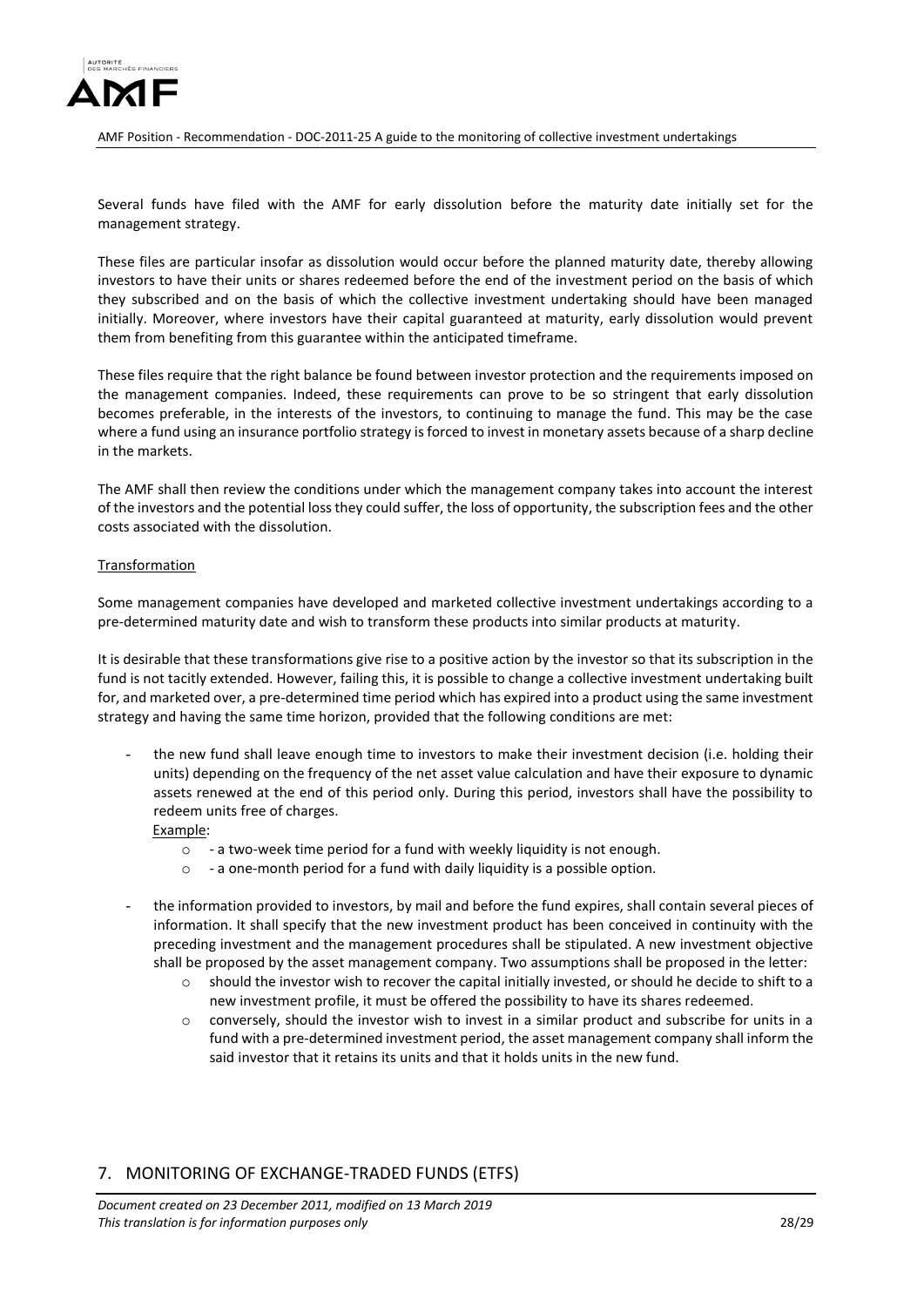Several funds have filed with the AMF for early dissolution before the maturity date initially set for the management strategy.

These files are particular insofar as dissolution would occur before the planned maturity date, thereby allowing investors to have their units or shares redeemed before the end of the investment period on the basis of which they subscribed and on the basis of which the collective investment undertaking should have been managed initially. Moreover, where investors have their capital guaranteed at maturity, early dissolution would prevent them from benefiting from this guarantee within the anticipated timeframe.

These files require that the right balance be found between investor protection and the requirements imposed on the management companies. Indeed, these requirements can prove to be so stringent that early dissolution becomes preferable, in the interests of the investors, to continuing to manage the fund. This may be the case where a fund using an insurance portfolio strategy is forced to invest in monetary assets because of a sharp decline in the markets.

The AMF shall then review the conditions under which the management company takes into account the interest of the investors and the potential loss they could suffer, the loss of opportunity, the subscription fees and the other costs associated with the dissolution.

Transformation

Some management companies have developed and marketed collective investment undertakings according to a pre-determined maturity date and wish to transform these products into similar products at maturity.

It is desirable that these transformations give rise to a positive action by the investor so that its subscription in the fund is not tacitly extended. However, failing this, it is possible to change a collective investment undertaking built for, and marketed over, a pre-determined time period which has expired into a product using the same investment strategy and having the same time horizon, provided that the following conditions are met:

- the new fund shall leave enough time to investors to make their investment decision (i.e. holding their units) depending on the frequency of the net asset value calculation and have their exposure to dynamic assets renewed at the end of this period only. During this period, investors shall have the possibility to redeem units free of charges.

  Example:
  - - a two-week time period for a fund with weekly liquidity is not enough.
  - - a one-month period for a fund with daily liquidity is a possible option.

- the information provided to investors, by mail and before the fund expires, shall contain several pieces of information. It shall specify that the new investment product has been conceived in continuity with the preceding investment and the management procedures shall be stipulated. A new investment objective shall be proposed by the asset management company. Two assumptions shall be proposed in the letter:
  - should the investor wish to recover the capital initially invested, or should he decide to shift to a new investment profile, it must be offered the possibility to have its shares redeemed.
  - conversely, should the investor wish to invest in a similar product and subscribe for units in a fund with a pre-determined investment period, the asset management company shall inform the said investor that it retains its units and that it holds units in the new fund.

## 7. MONITORING OF EXCHANGE-TRADED FUNDS (ETFS)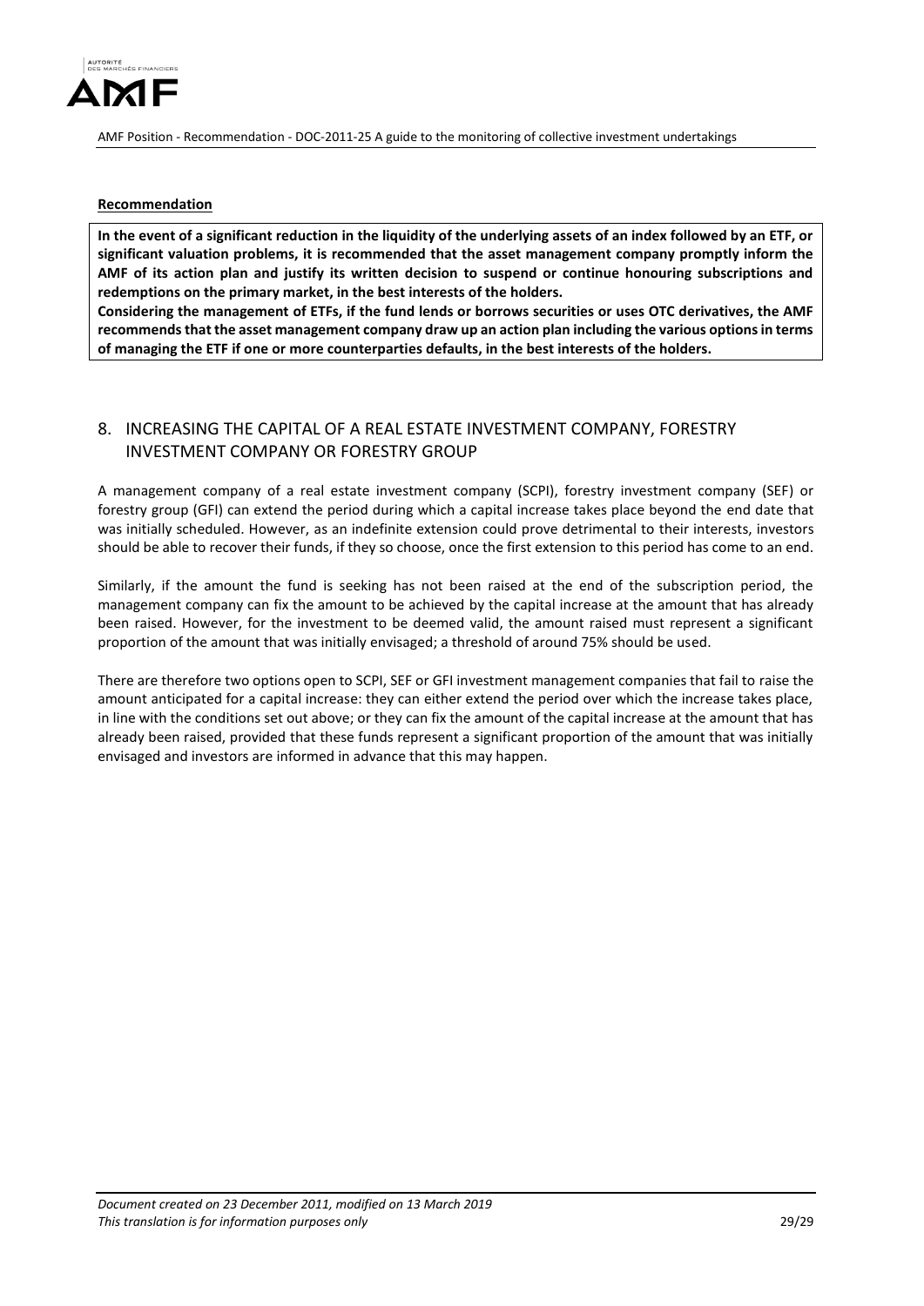**Recommendation**

**In the event of a significant reduction in the liquidity of the underlying assets of an index followed by an ETF, or significant valuation problems, it is recommended that the asset management company promptly inform the AMF of its action plan and justify its written decision to suspend or continue honouring subscriptions and redemptions on the primary market, in the best interests of the holders.**

**Considering the management of ETFs, if the fund lends or borrows securities or uses OTC derivatives, the AMF recommends that the asset management company draw up an action plan including the various options in terms of managing the ETF if one or more counterparties defaults, in the best interests of the holders.**

## 8. INCREASING THE CAPITAL OF A REAL ESTATE INVESTMENT COMPANY, FORESTRY INVESTMENT COMPANY OR FORESTRY GROUP

A management company of a real estate investment company (SCPI), forestry investment company (SEF) or forestry group (GFI) can extend the period during which a capital increase takes place beyond the end date that was initially scheduled. However, as an indefinite extension could prove detrimental to their interests, investors should be able to recover their funds, if they so choose, once the first extension to this period has come to an end.

Similarly, if the amount the fund is seeking has not been raised at the end of the subscription period, the management company can fix the amount to be achieved by the capital increase at the amount that has already been raised. However, for the investment to be deemed valid, the amount raised must represent a significant proportion of the amount that was initially envisaged; a threshold of around 75% should be used.

There are therefore two options open to SCPI, SEF or GFI investment management companies that fail to raise the amount anticipated for a capital increase: they can either extend the period over which the increase takes place, in line with the conditions set out above; or they can fix the amount of the capital increase at the amount that has already been raised, provided that these funds represent a significant proportion of the amount that was initially envisaged and investors are informed in advance that this may happen.